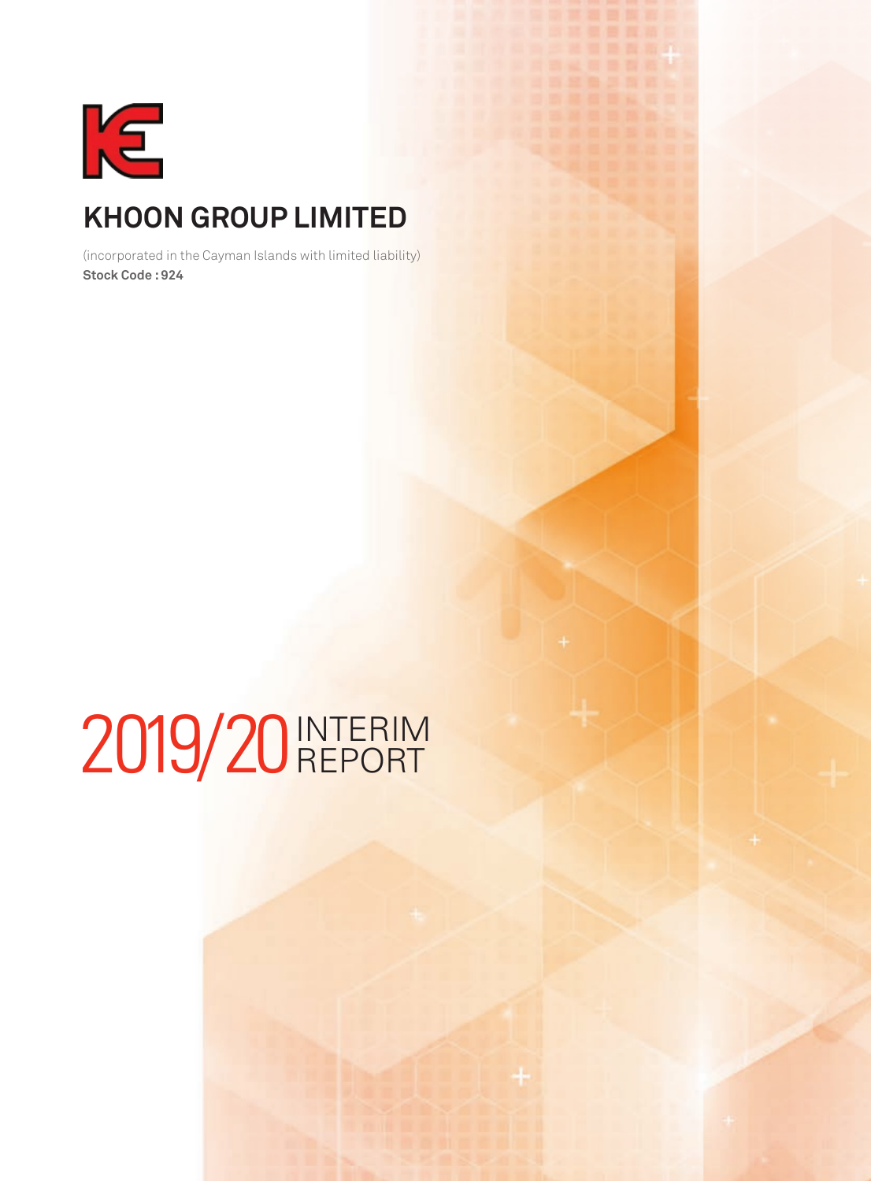# KHOON GROUP LIMITED

(incorporated in the Cayman Islands with limited liability)

**Stock Code : 924**

# 2019/20 INTERIM REPORT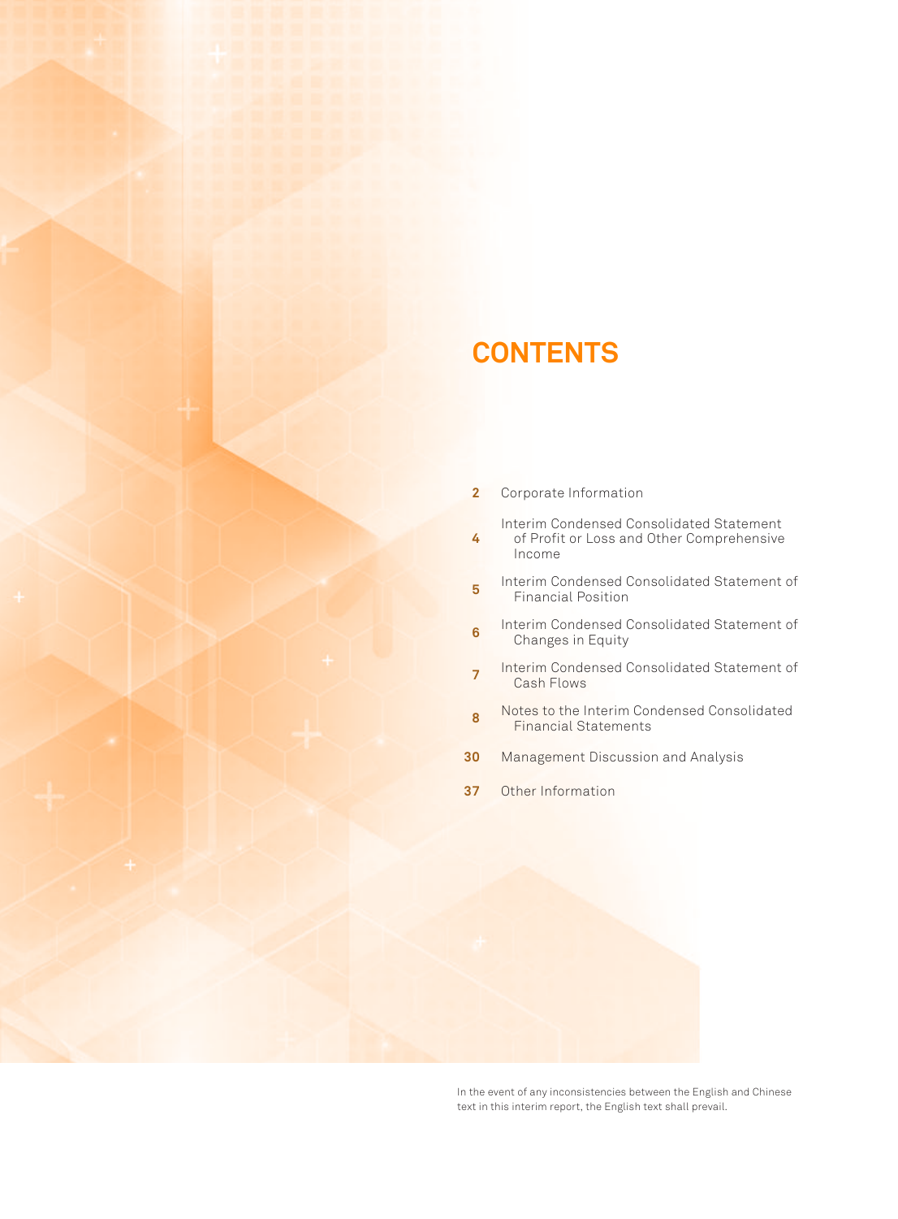# CONTENTS

| | |
|---|---|
| 2 | Corporate Information |
| 4 | Interim Condensed Consolidated Statement of Profit or Loss and Other Comprehensive Income |
| 5 | Interim Condensed Consolidated Statement of Financial Position |
| 6 | Interim Condensed Consolidated Statement of Changes in Equity |
| 7 | Interim Condensed Consolidated Statement of Cash Flows |
| 8 | Notes to the Interim Condensed Consolidated Financial Statements |
| 30 | Management Discussion and Analysis |
| 37 | Other Information |

In the event of any inconsistencies between the English and Chinese text in this interim report, the English text shall prevail.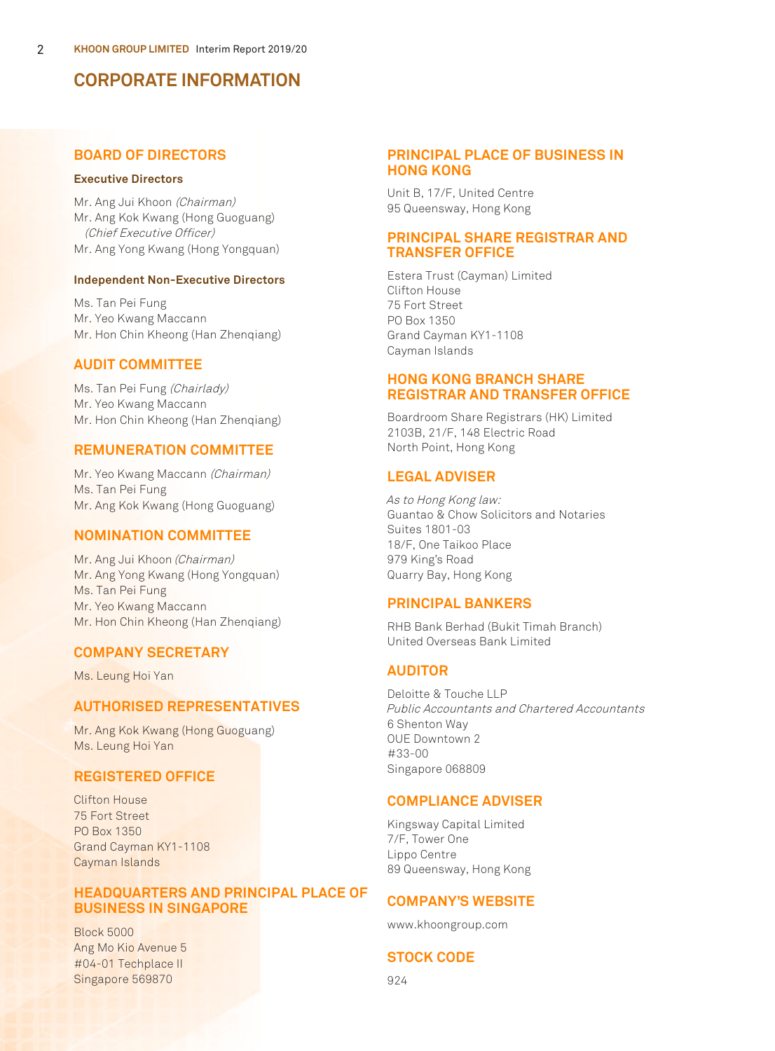# CORPORATE INFORMATION

## BOARD OF DIRECTORS

### Executive Directors

Mr. Ang Jui Khoon *(Chairman)*
Mr. Ang Kok Kwang (Hong Guoguang) *(Chief Executive Officer)*
Mr. Ang Yong Kwang (Hong Yongquan)

### Independent Non-Executive Directors

Ms. Tan Pei Fung
Mr. Yeo Kwang Maccann
Mr. Hon Chin Kheong (Han Zhenqiang)

## AUDIT COMMITTEE

Ms. Tan Pei Fung *(Chairlady)*
Mr. Yeo Kwang Maccann
Mr. Hon Chin Kheong (Han Zhenqiang)

## REMUNERATION COMMITTEE

Mr. Yeo Kwang Maccann *(Chairman)*
Ms. Tan Pei Fung
Mr. Ang Kok Kwang (Hong Guoguang)

## NOMINATION COMMITTEE

Mr. Ang Jui Khoon *(Chairman)*
Mr. Ang Yong Kwang (Hong Yongquan)
Ms. Tan Pei Fung
Mr. Yeo Kwang Maccann
Mr. Hon Chin Kheong (Han Zhenqiang)

## COMPANY SECRETARY

Ms. Leung Hoi Yan

## AUTHORISED REPRESENTATIVES

Mr. Ang Kok Kwang (Hong Guoguang)
Ms. Leung Hoi Yan

## REGISTERED OFFICE

Clifton House
75 Fort Street
PO Box 1350
Grand Cayman KY1-1108
Cayman Islands

## HEADQUARTERS AND PRINCIPAL PLACE OF BUSINESS IN SINGAPORE

Block 5000
Ang Mo Kio Avenue 5
#04-01 Techplace II
Singapore 569870

## PRINCIPAL PLACE OF BUSINESS IN HONG KONG

Unit B, 17/F, United Centre
95 Queensway, Hong Kong

## PRINCIPAL SHARE REGISTRAR AND TRANSFER OFFICE

Estera Trust (Cayman) Limited
Clifton House
75 Fort Street
PO Box 1350
Grand Cayman KY1-1108
Cayman Islands

## HONG KONG BRANCH SHARE REGISTRAR AND TRANSFER OFFICE

Boardroom Share Registrars (HK) Limited
2103B, 21/F, 148 Electric Road
North Point, Hong Kong

## LEGAL ADVISER

*As to Hong Kong law:*
Guantao & Chow Solicitors and Notaries
Suites 1801-03
18/F, One Taikoo Place
979 King's Road
Quarry Bay, Hong Kong

## PRINCIPAL BANKERS

RHB Bank Berhad (Bukit Timah Branch)
United Overseas Bank Limited

## AUDITOR

Deloitte & Touche LLP
*Public Accountants and Chartered Accountants*
6 Shenton Way
OUE Downtown 2
#33-00
Singapore 068809

## COMPLIANCE ADVISER

Kingsway Capital Limited
7/F, Tower One
Lippo Centre
89 Queensway, Hong Kong

## COMPANY'S WEBSITE

www.khoongroup.com

## STOCK CODE

924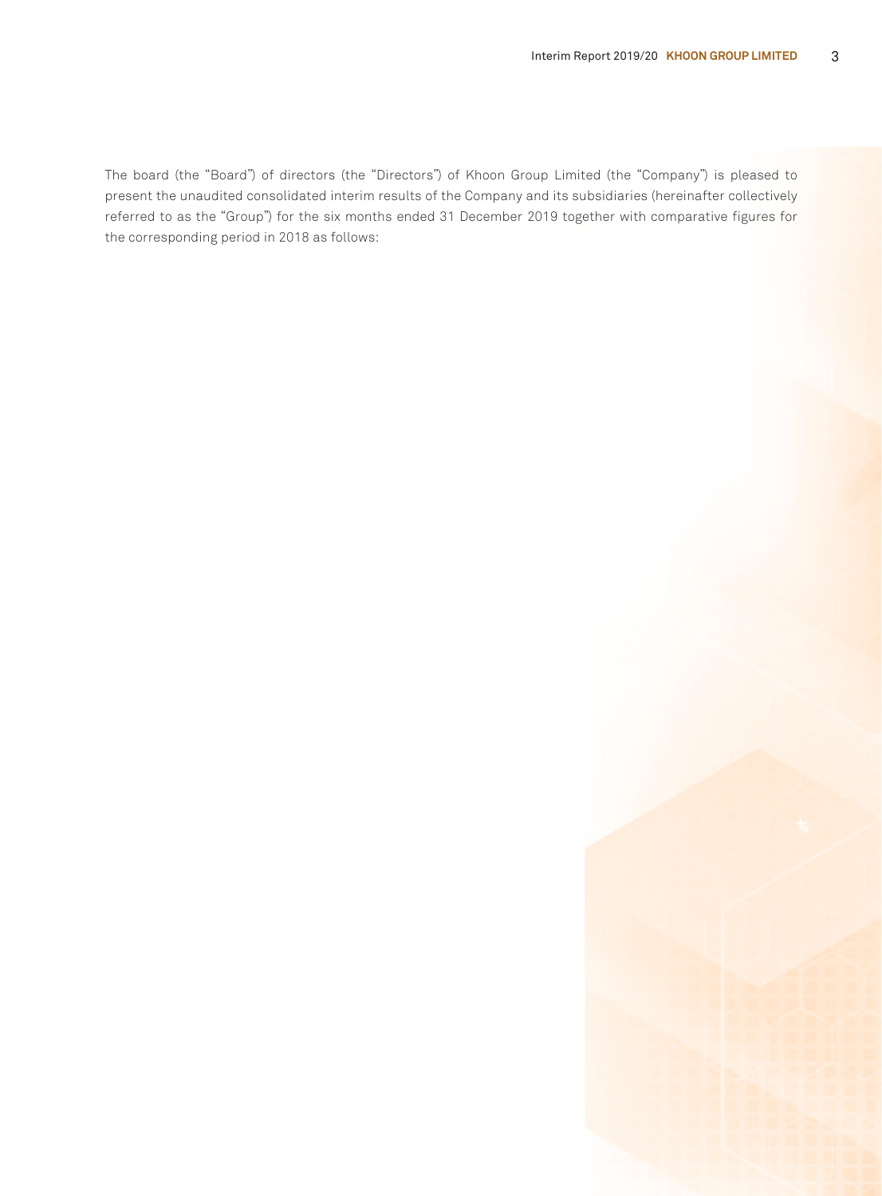The board (the "Board") of directors (the "Directors") of Khoon Group Limited (the "Company") is pleased to present the unaudited consolidated interim results of the Company and its subsidiaries (hereinafter collectively referred to as the "Group") for the six months ended 31 December 2019 together with comparative figures for the corresponding period in 2018 as follows: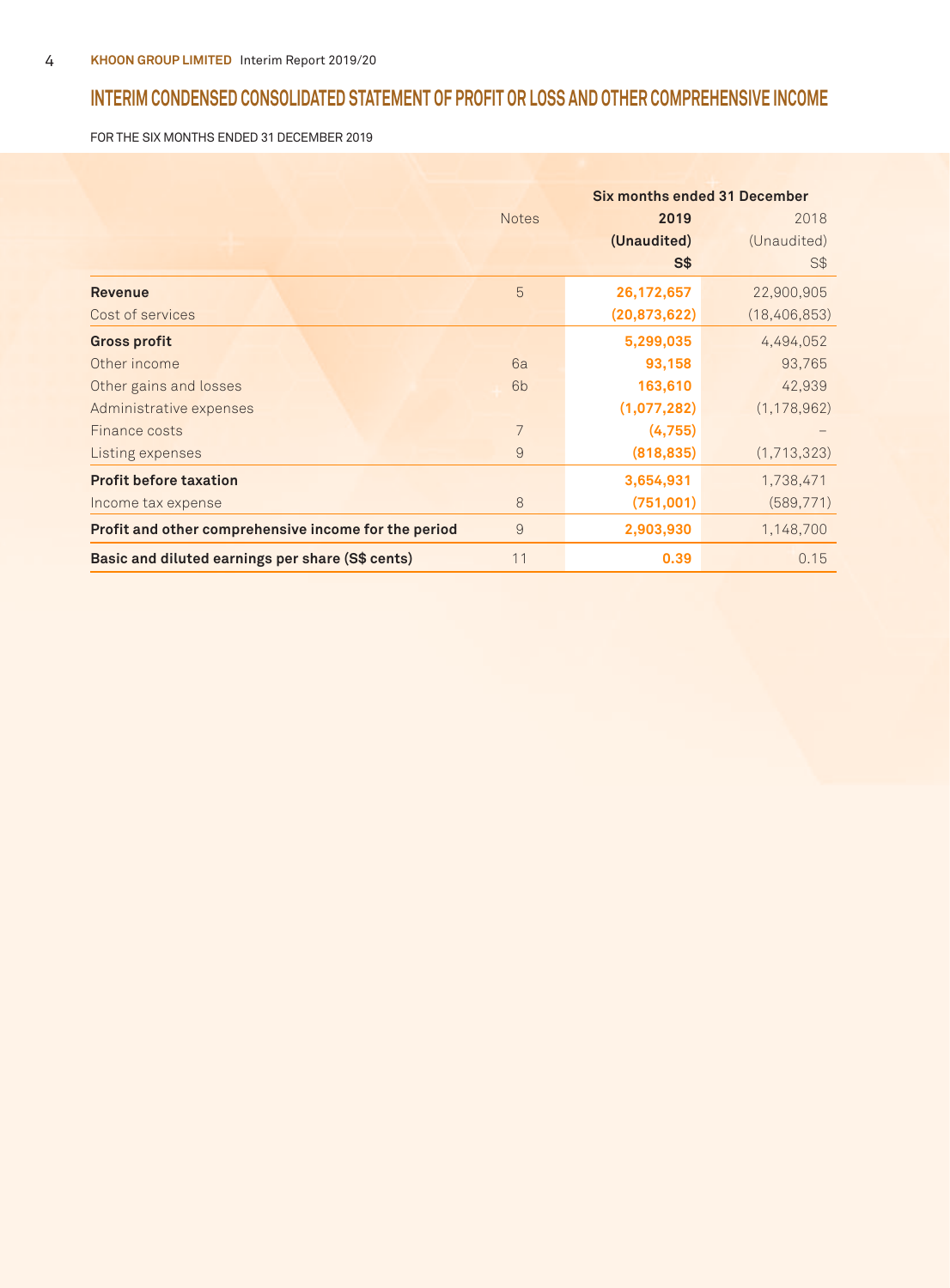# INTERIM CONDENSED CONSOLIDATED STATEMENT OF PROFIT OR LOSS AND OTHER COMPREHENSIVE INCOME

FOR THE SIX MONTHS ENDED 31 DECEMBER 2019

| | Notes | Six months ended 31 December | |
|---|---|---|---|
| | | **2019** | 2018 |
| | | **(Unaudited)** | (Unaudited) |
| | | **S$** | S$ |
| **Revenue** | 5 | **26,172,657** | 22,900,905 |
| Cost of services | | **(20,873,622)** | (18,406,853) |
| **Gross profit** | | **5,299,035** | 4,494,052 |
| Other income | 6a | **93,158** | 93,765 |
| Other gains and losses | 6b | **163,610** | 42,939 |
| Administrative expenses | | **(1,077,282)** | (1,178,962) |
| Finance costs | 7 | **(4,755)** | – |
| Listing expenses | 9 | **(818,835)** | (1,713,323) |
| **Profit before taxation** | | **3,654,931** | 1,738,471 |
| Income tax expense | 8 | **(751,001)** | (589,771) |
| **Profit and other comprehensive income for the period** | 9 | **2,903,930** | 1,148,700 |
| **Basic and diluted earnings per share (S$ cents)** | 11 | **0.39** | 0.15 |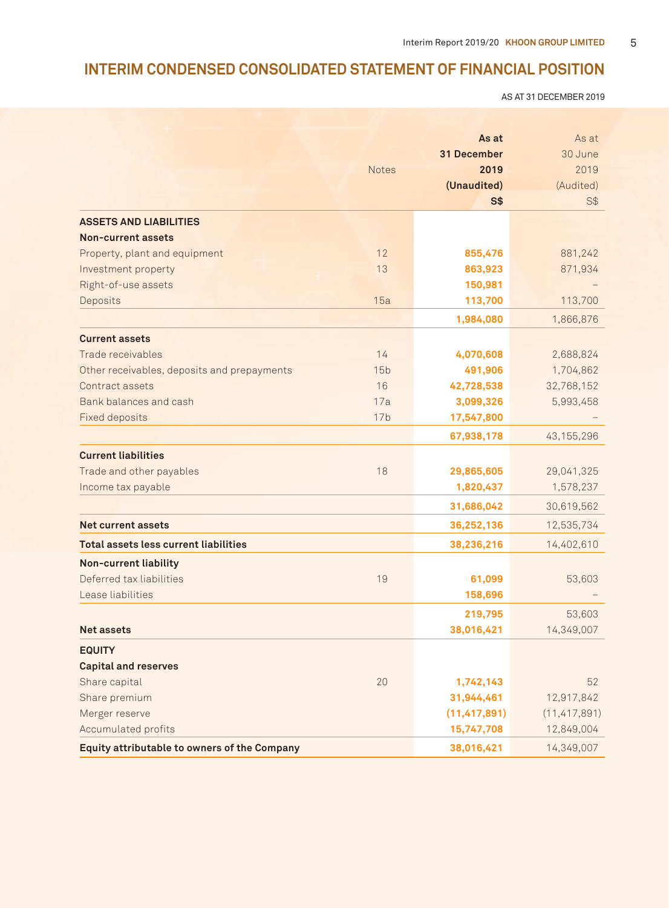# INTERIM CONDENSED CONSOLIDATED STATEMENT OF FINANCIAL POSITION

AS AT 31 DECEMBER 2019

| | Notes | As at 31 December 2019 (Unaudited) S$ | As at 30 June 2019 (Audited) S$ |
|---|---|---|---|
| **ASSETS AND LIABILITIES** | | | |
| **Non-current assets** | | | |
| Property, plant and equipment | 12 | **855,476** | 881,242 |
| Investment property | 13 | **863,923** | 871,934 |
| Right-of-use assets | | **150,981** | – |
| Deposits | 15a | **113,700** | 113,700 |
| | | **1,984,080** | 1,866,876 |
| **Current assets** | | | |
| Trade receivables | 14 | **4,070,608** | 2,688,824 |
| Other receivables, deposits and prepayments | 15b | **491,906** | 1,704,862 |
| Contract assets | 16 | **42,728,538** | 32,768,152 |
| Bank balances and cash | 17a | **3,099,326** | 5,993,458 |
| Fixed deposits | 17b | **17,547,800** | – |
| | | **67,938,178** | 43,155,296 |
| **Current liabilities** | | | |
| Trade and other payables | 18 | **29,865,605** | 29,041,325 |
| Income tax payable | | **1,820,437** | 1,578,237 |
| | | **31,686,042** | 30,619,562 |
| **Net current assets** | | **36,252,136** | 12,535,734 |
| **Total assets less current liabilities** | | **38,236,216** | 14,402,610 |
| **Non-current liability** | | | |
| Deferred tax liabilities | 19 | **61,099** | 53,603 |
| Lease liabilities | | **158,696** | – |
| | | **219,795** | 53,603 |
| **Net assets** | | **38,016,421** | 14,349,007 |
| **EQUITY** | | | |
| **Capital and reserves** | | | |
| Share capital | 20 | **1,742,143** | 52 |
| Share premium | | **31,944,461** | 12,917,842 |
| Merger reserve | | **(11,417,891)** | (11,417,891) |
| Accumulated profits | | **15,747,708** | 12,849,004 |
| **Equity attributable to owners of the Company** | | **38,016,421** | 14,349,007 |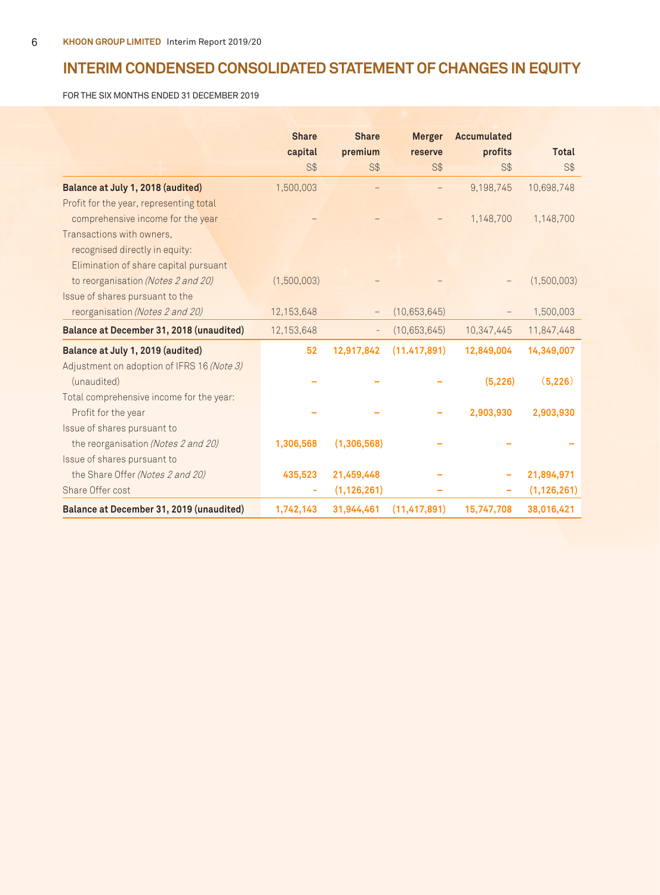# INTERIM CONDENSED CONSOLIDATED STATEMENT OF CHANGES IN EQUITY

FOR THE SIX MONTHS ENDED 31 DECEMBER 2019

| | Share capital | Share premium | Merger reserve | Accumulated profits | Total |
|---|---|---|---|---|---|
| | S$ | S$ | S$ | S$ | S$ |
| **Balance at July 1, 2018 (audited)** | 1,500,003 | – | – | 9,198,745 | 10,698,748 |
| Profit for the year, representing total comprehensive income for the year | – | – | – | 1,148,700 | 1,148,700 |
| Transactions with owners, recognised directly in equity: | | | | | |
| Elimination of share capital pursuant to reorganisation *(Notes 2 and 20)* | (1,500,003) | – | – | – | (1,500,003) |
| Issue of shares pursuant to the reorganisation *(Notes 2 and 20)* | 12,153,648 | – | (10,653,645) | – | 1,500,003 |
| **Balance at December 31, 2018 (unaudited)** | 12,153,648 | - | (10,653,645) | 10,347,445 | 11,847,448 |
| **Balance at July 1, 2019 (audited)** | **52** | **12,917,842** | **(11,417,891)** | **12,849,004** | **14,349,007** |
| Adjustment on adoption of IFRS 16 *(Note 3)* (unaudited) | – | – | – | **(5,226)** | **(5,226)** |
| Total comprehensive income for the year: | | | | | |
| Profit for the year | – | – | – | **2,903,930** | **2,903,930** |
| Issue of shares pursuant to the reorganisation *(Notes 2 and 20)* | **1,306,568** | **(1,306,568)** | – | – | – |
| Issue of shares pursuant to the Share Offer *(Notes 2 and 20)* | **435,523** | **21,459,448** | – | – | **21,894,971** |
| Share Offer cost | - | **(1,126,261)** | – | – | **(1,126,261)** |
| **Balance at December 31, 2019 (unaudited)** | **1,742,143** | **31,944,461** | **(11,417,891)** | **15,747,708** | **38,016,421** |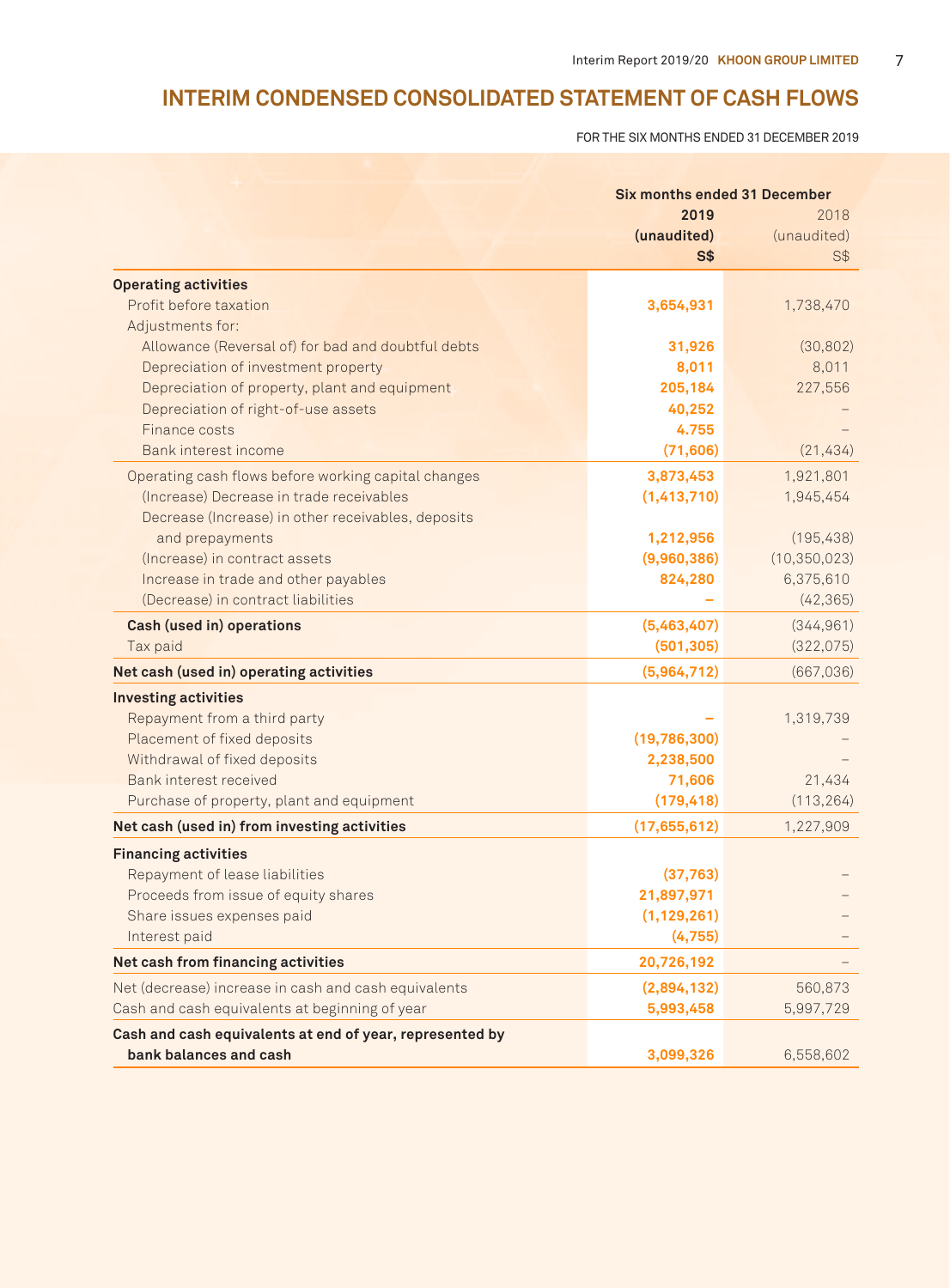# INTERIM CONDENSED CONSOLIDATED STATEMENT OF CASH FLOWS

FOR THE SIX MONTHS ENDED 31 DECEMBER 2019

| | Six months ended 31 December | |
|---|---|---|
| | **2019** | 2018 |
| | **(unaudited)** | (unaudited) |
| | **S$** | S$ |
| **Operating activities** | | |
| Profit before taxation | **3,654,931** | 1,738,470 |
| Adjustments for: | | |
| Allowance (Reversal of) for bad and doubtful debts | **31,926** | (30,802) |
| Depreciation of investment property | **8,011** | 8,011 |
| Depreciation of property, plant and equipment | **205,184** | 227,556 |
| Depreciation of right-of-use assets | **40,252** | – |
| Finance costs | **4.755** | – |
| Bank interest income | **(71,606)** | (21,434) |
| Operating cash flows before working capital changes | **3,873,453** | 1,921,801 |
| (Increase) Decrease in trade receivables | **(1,413,710)** | 1,945,454 |
| Decrease (Increase) in other receivables, deposits and prepayments | **1,212,956** | (195,438) |
| (Increase) in contract assets | **(9,960,386)** | (10,350,023) |
| Increase in trade and other payables | **824,280** | 6,375,610 |
| (Decrease) in contract liabilities | **–** | (42,365) |
| **Cash (used in) operations** | **(5,463,407)** | (344,961) |
| Tax paid | **(501,305)** | (322,075) |
| **Net cash (used in) operating activities** | **(5,964,712)** | (667,036) |
| **Investing activities** | | |
| Repayment from a third party | **–** | 1,319,739 |
| Placement of fixed deposits | **(19,786,300)** | – |
| Withdrawal of fixed deposits | **2,238,500** | – |
| Bank interest received | **71,606** | 21,434 |
| Purchase of property, plant and equipment | **(179,418)** | (113,264) |
| **Net cash (used in) from investing activities** | **(17,655,612)** | 1,227,909 |
| **Financing activities** | | |
| Repayment of lease liabilities | **(37,763)** | – |
| Proceeds from issue of equity shares | **21,897,971** | – |
| Share issues expenses paid | **(1,129,261)** | – |
| Interest paid | **(4,755)** | – |
| **Net cash from financing activities** | **20,726,192** | – |
| Net (decrease) increase in cash and cash equivalents | **(2,894,132)** | 560,873 |
| Cash and cash equivalents at beginning of year | **5,993,458** | 5,997,729 |
| **Cash and cash equivalents at end of year, represented by bank balances and cash** | **3,099,326** | 6,558,602 |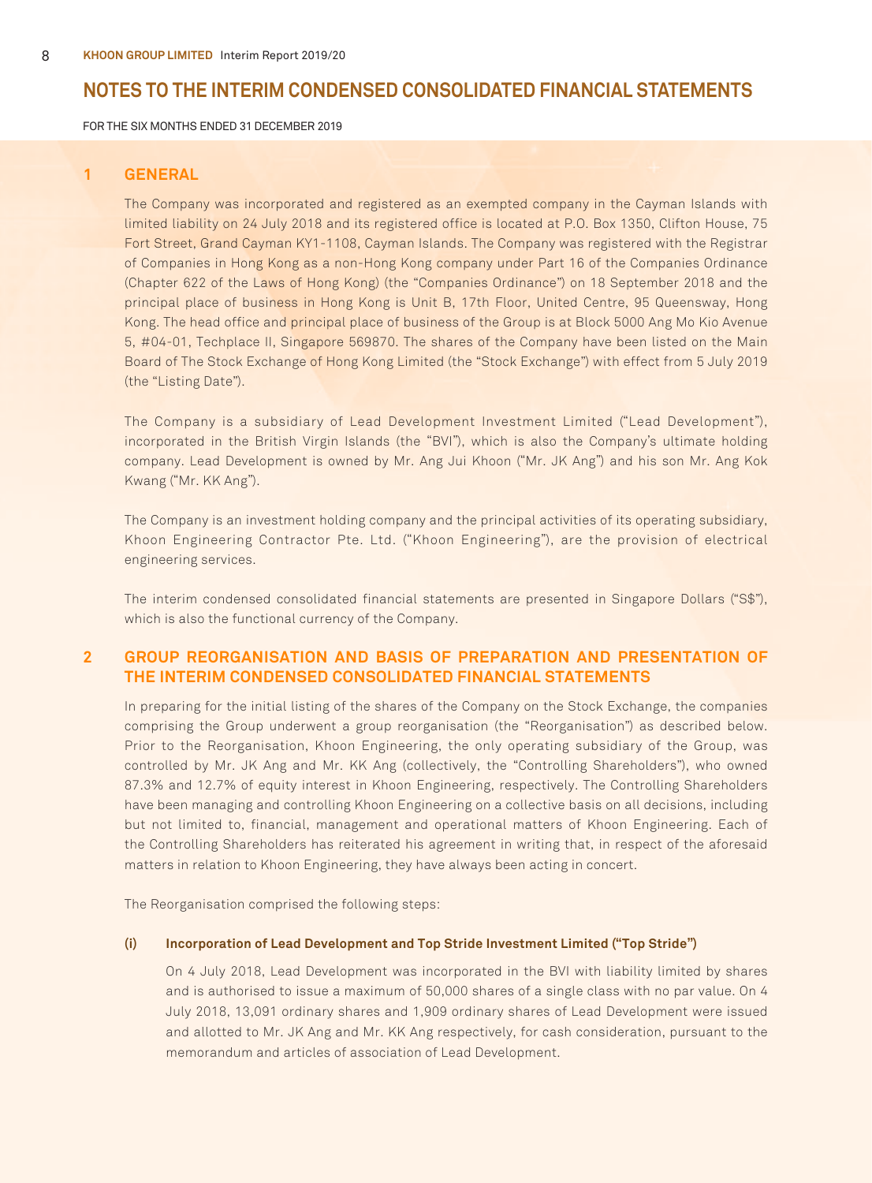# NOTES TO THE INTERIM CONDENSED CONSOLIDATED FINANCIAL STATEMENTS

FOR THE SIX MONTHS ENDED 31 DECEMBER 2019

## 1 GENERAL

The Company was incorporated and registered as an exempted company in the Cayman Islands with limited liability on 24 July 2018 and its registered office is located at P.O. Box 1350, Clifton House, 75 Fort Street, Grand Cayman KY1-1108, Cayman Islands. The Company was registered with the Registrar of Companies in Hong Kong as a non-Hong Kong company under Part 16 of the Companies Ordinance (Chapter 622 of the Laws of Hong Kong) (the "Companies Ordinance") on 18 September 2018 and the principal place of business in Hong Kong is Unit B, 17th Floor, United Centre, 95 Queensway, Hong Kong. The head office and principal place of business of the Group is at Block 5000 Ang Mo Kio Avenue 5, #04-01, Techplace II, Singapore 569870. The shares of the Company have been listed on the Main Board of The Stock Exchange of Hong Kong Limited (the "Stock Exchange") with effect from 5 July 2019 (the "Listing Date").

The Company is a subsidiary of Lead Development Investment Limited ("Lead Development"), incorporated in the British Virgin Islands (the "BVI"), which is also the Company's ultimate holding company. Lead Development is owned by Mr. Ang Jui Khoon ("Mr. JK Ang") and his son Mr. Ang Kok Kwang ("Mr. KK Ang").

The Company is an investment holding company and the principal activities of its operating subsidiary, Khoon Engineering Contractor Pte. Ltd. ("Khoon Engineering"), are the provision of electrical engineering services.

The interim condensed consolidated financial statements are presented in Singapore Dollars ("S$"), which is also the functional currency of the Company.

## 2 GROUP REORGANISATION AND BASIS OF PREPARATION AND PRESENTATION OF THE INTERIM CONDENSED CONSOLIDATED FINANCIAL STATEMENTS

In preparing for the initial listing of the shares of the Company on the Stock Exchange, the companies comprising the Group underwent a group reorganisation (the "Reorganisation") as described below. Prior to the Reorganisation, Khoon Engineering, the only operating subsidiary of the Group, was controlled by Mr. JK Ang and Mr. KK Ang (collectively, the "Controlling Shareholders"), who owned 87.3% and 12.7% of equity interest in Khoon Engineering, respectively. The Controlling Shareholders have been managing and controlling Khoon Engineering on a collective basis on all decisions, including but not limited to, financial, management and operational matters of Khoon Engineering. Each of the Controlling Shareholders has reiterated his agreement in writing that, in respect of the aforesaid matters in relation to Khoon Engineering, they have always been acting in concert.

The Reorganisation comprised the following steps:

### (i) Incorporation of Lead Development and Top Stride Investment Limited ("Top Stride")

On 4 July 2018, Lead Development was incorporated in the BVI with liability limited by shares and is authorised to issue a maximum of 50,000 shares of a single class with no par value. On 4 July 2018, 13,091 ordinary shares and 1,909 ordinary shares of Lead Development were issued and allotted to Mr. JK Ang and Mr. KK Ang respectively, for cash consideration, pursuant to the memorandum and articles of association of Lead Development.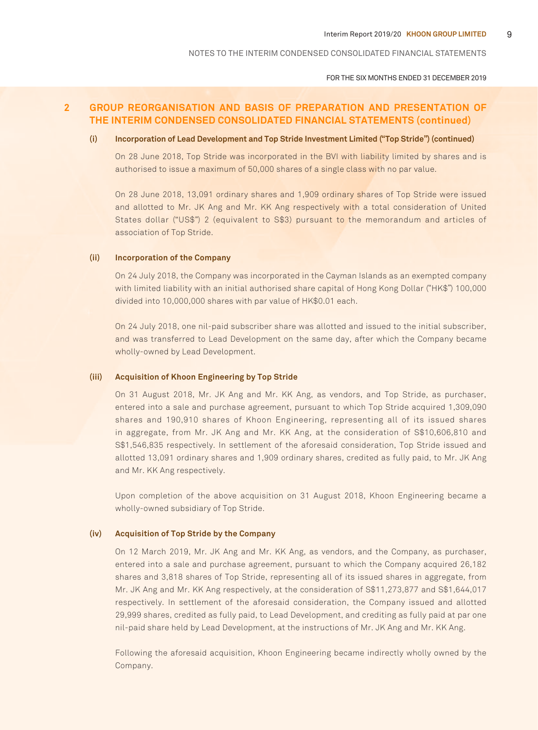## 2 GROUP REORGANISATION AND BASIS OF PREPARATION AND PRESENTATION OF THE INTERIM CONDENSED CONSOLIDATED FINANCIAL STATEMENTS (continued)

### (i) Incorporation of Lead Development and Top Stride Investment Limited ("Top Stride") (continued)

On 28 June 2018, Top Stride was incorporated in the BVI with liability limited by shares and is authorised to issue a maximum of 50,000 shares of a single class with no par value.

On 28 June 2018, 13,091 ordinary shares and 1,909 ordinary shares of Top Stride were issued and allotted to Mr. JK Ang and Mr. KK Ang respectively with a total consideration of United States dollar ("US$") 2 (equivalent to S$3) pursuant to the memorandum and articles of association of Top Stride.

### (ii) Incorporation of the Company

On 24 July 2018, the Company was incorporated in the Cayman Islands as an exempted company with limited liability with an initial authorised share capital of Hong Kong Dollar ("HK$") 100,000 divided into 10,000,000 shares with par value of HK$0.01 each.

On 24 July 2018, one nil-paid subscriber share was allotted and issued to the initial subscriber, and was transferred to Lead Development on the same day, after which the Company became wholly-owned by Lead Development.

### (iii) Acquisition of Khoon Engineering by Top Stride

On 31 August 2018, Mr. JK Ang and Mr. KK Ang, as vendors, and Top Stride, as purchaser, entered into a sale and purchase agreement, pursuant to which Top Stride acquired 1,309,090 shares and 190,910 shares of Khoon Engineering, representing all of its issued shares in aggregate, from Mr. JK Ang and Mr. KK Ang, at the consideration of S$10,606,810 and S$1,546,835 respectively. In settlement of the aforesaid consideration, Top Stride issued and allotted 13,091 ordinary shares and 1,909 ordinary shares, credited as fully paid, to Mr. JK Ang and Mr. KK Ang respectively.

Upon completion of the above acquisition on 31 August 2018, Khoon Engineering became a wholly-owned subsidiary of Top Stride.

### (iv) Acquisition of Top Stride by the Company

On 12 March 2019, Mr. JK Ang and Mr. KK Ang, as vendors, and the Company, as purchaser, entered into a sale and purchase agreement, pursuant to which the Company acquired 26,182 shares and 3,818 shares of Top Stride, representing all of its issued shares in aggregate, from Mr. JK Ang and Mr. KK Ang respectively, at the consideration of S$11,273,877 and S$1,644,017 respectively. In settlement of the aforesaid consideration, the Company issued and allotted 29,999 shares, credited as fully paid, to Lead Development, and crediting as fully paid at par one nil-paid share held by Lead Development, at the instructions of Mr. JK Ang and Mr. KK Ang.

Following the aforesaid acquisition, Khoon Engineering became indirectly wholly owned by the Company.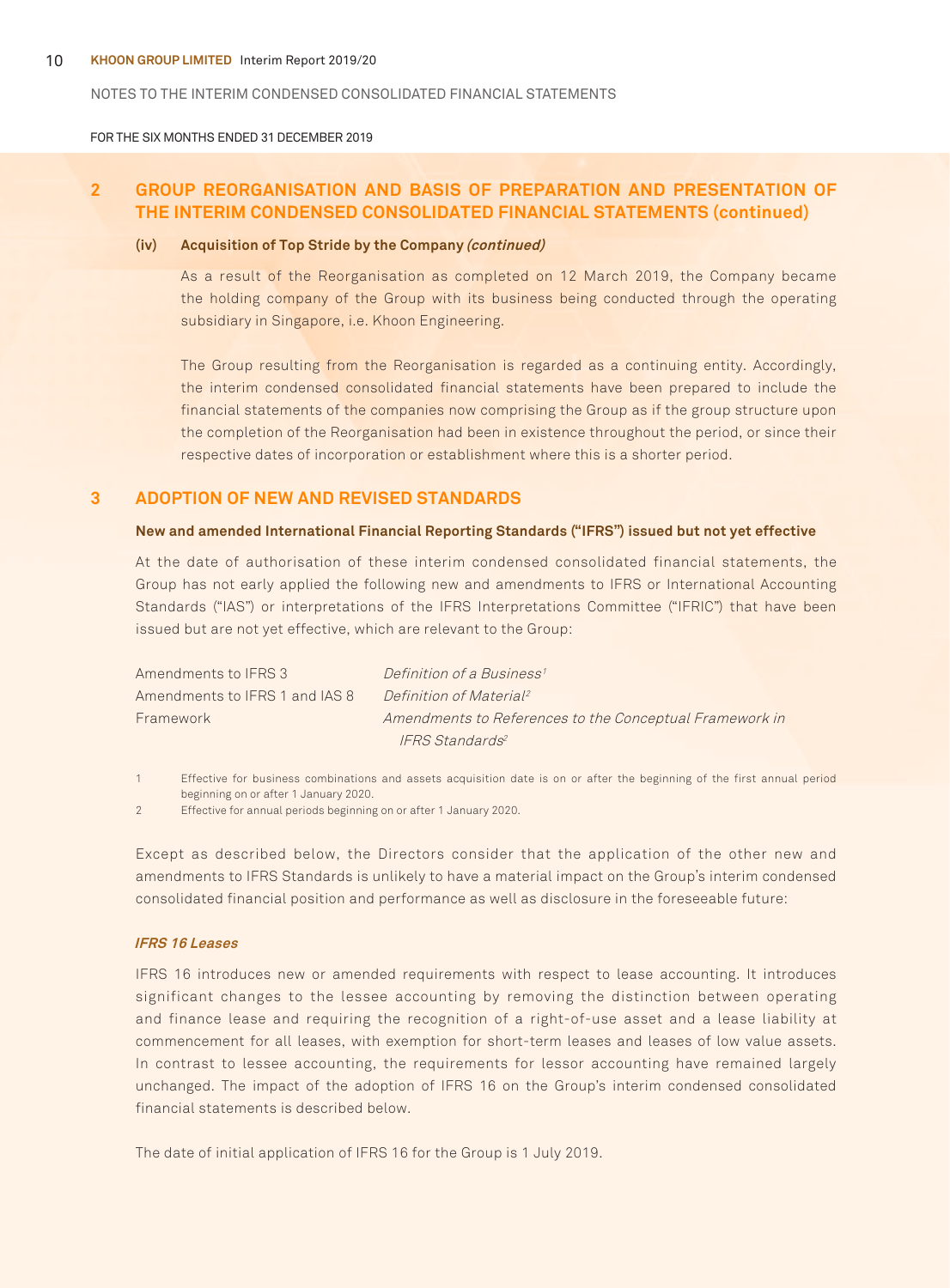NOTES TO THE INTERIM CONDENSED CONSOLIDATED FINANCIAL STATEMENTS

FOR THE SIX MONTHS ENDED 31 DECEMBER 2019

## 2 GROUP REORGANISATION AND BASIS OF PREPARATION AND PRESENTATION OF THE INTERIM CONDENSED CONSOLIDATED FINANCIAL STATEMENTS (continued)

### (iv) Acquisition of Top Stride by the Company *(continued)*

As a result of the Reorganisation as completed on 12 March 2019, the Company became the holding company of the Group with its business being conducted through the operating subsidiary in Singapore, i.e. Khoon Engineering.

The Group resulting from the Reorganisation is regarded as a continuing entity. Accordingly, the interim condensed consolidated financial statements have been prepared to include the financial statements of the companies now comprising the Group as if the group structure upon the completion of the Reorganisation had been in existence throughout the period, or since their respective dates of incorporation or establishment where this is a shorter period.

## 3 ADOPTION OF NEW AND REVISED STANDARDS

**New and amended International Financial Reporting Standards ("IFRS") issued but not yet effective**

At the date of authorisation of these interim condensed consolidated financial statements, the Group has not early applied the following new and amendments to IFRS or International Accounting Standards ("IAS") or interpretations of the IFRS Interpretations Committee ("IFRIC") that have been issued but are not yet effective, which are relevant to the Group:

| | |
|---|---|
| Amendments to IFRS 3 | *Definition of a Business*[1] |
| Amendments to IFRS 1 and IAS 8 | *Definition of Material*[2] |
| Framework | *Amendments to References to the Conceptual Framework in IFRS Standards*[2] |

1 Effective for business combinations and assets acquisition date is on or after the beginning of the first annual period beginning on or after 1 January 2020.

2 Effective for annual periods beginning on or after 1 January 2020.

Except as described below, the Directors consider that the application of the other new and amendments to IFRS Standards is unlikely to have a material impact on the Group's interim condensed consolidated financial position and performance as well as disclosure in the foreseeable future:

#### *IFRS 16 Leases*

IFRS 16 introduces new or amended requirements with respect to lease accounting. It introduces significant changes to the lessee accounting by removing the distinction between operating and finance lease and requiring the recognition of a right-of-use asset and a lease liability at commencement for all leases, with exemption for short-term leases and leases of low value assets. In contrast to lessee accounting, the requirements for lessor accounting have remained largely unchanged. The impact of the adoption of IFRS 16 on the Group's interim condensed consolidated financial statements is described below.

The date of initial application of IFRS 16 for the Group is 1 July 2019.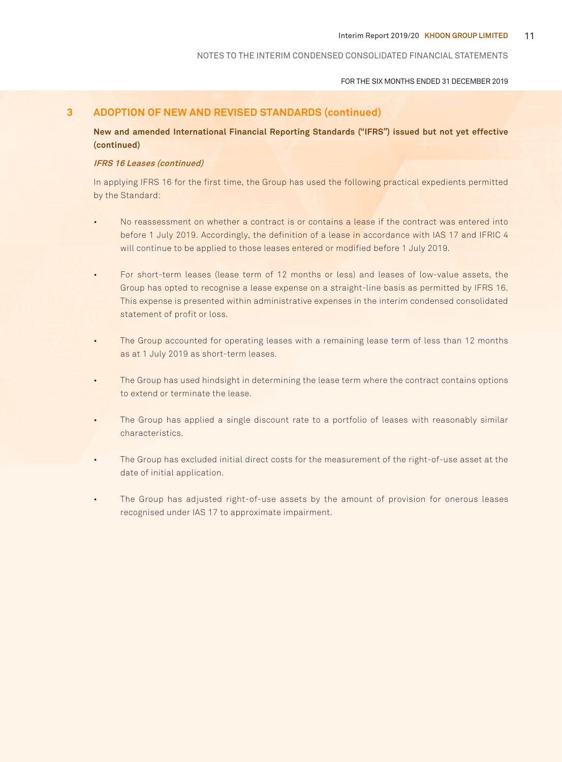## 3 ADOPTION OF NEW AND REVISED STANDARDS (continued)

### New and amended International Financial Reporting Standards ("IFRS") issued but not yet effective (continued)

***IFRS 16 Leases (continued)***

In applying IFRS 16 for the first time, the Group has used the following practical expedients permitted by the Standard:

- No reassessment on whether a contract is or contains a lease if the contract was entered into before 1 July 2019. Accordingly, the definition of a lease in accordance with IAS 17 and IFRIC 4 will continue to be applied to those leases entered or modified before 1 July 2019.

- For short-term leases (lease term of 12 months or less) and leases of low-value assets, the Group has opted to recognise a lease expense on a straight-line basis as permitted by IFRS 16. This expense is presented within administrative expenses in the interim condensed consolidated statement of profit or loss.

- The Group accounted for operating leases with a remaining lease term of less than 12 months as at 1 July 2019 as short-term leases.

- The Group has used hindsight in determining the lease term where the contract contains options to extend or terminate the lease.

- The Group has applied a single discount rate to a portfolio of leases with reasonably similar characteristics.

- The Group has excluded initial direct costs for the measurement of the right-of-use asset at the date of initial application.

- The Group has adjusted right-of-use assets by the amount of provision for onerous leases recognised under IAS 17 to approximate impairment.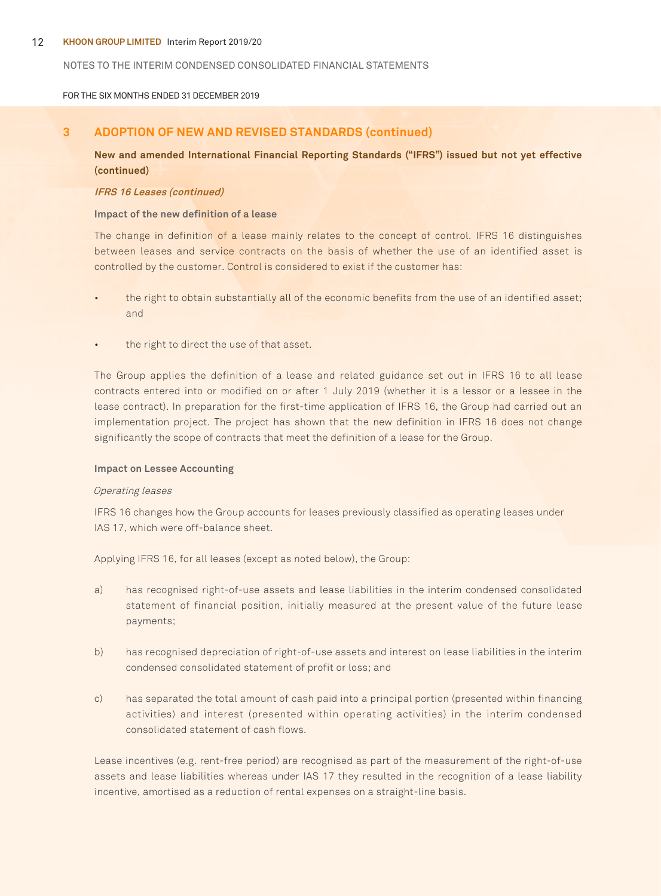## 3 ADOPTION OF NEW AND REVISED STANDARDS (continued)

**New and amended International Financial Reporting Standards ("IFRS") issued but not yet effective (continued)**

***IFRS 16 Leases (continued)***

**Impact of the new definition of a lease**

The change in definition of a lease mainly relates to the concept of control. IFRS 16 distinguishes between leases and service contracts on the basis of whether the use of an identified asset is controlled by the customer. Control is considered to exist if the customer has:

- the right to obtain substantially all of the economic benefits from the use of an identified asset; and
- the right to direct the use of that asset.

The Group applies the definition of a lease and related guidance set out in IFRS 16 to all lease contracts entered into or modified on or after 1 July 2019 (whether it is a lessor or a lessee in the lease contract). In preparation for the first-time application of IFRS 16, the Group had carried out an implementation project. The project has shown that the new definition in IFRS 16 does not change significantly the scope of contracts that meet the definition of a lease for the Group.

**Impact on Lessee Accounting**

*Operating leases*

IFRS 16 changes how the Group accounts for leases previously classified as operating leases under IAS 17, which were off-balance sheet.

Applying IFRS 16, for all leases (except as noted below), the Group:

a) has recognised right-of-use assets and lease liabilities in the interim condensed consolidated statement of financial position, initially measured at the present value of the future lease payments;

b) has recognised depreciation of right-of-use assets and interest on lease liabilities in the interim condensed consolidated statement of profit or loss; and

c) has separated the total amount of cash paid into a principal portion (presented within financing activities) and interest (presented within operating activities) in the interim condensed consolidated statement of cash flows.

Lease incentives (e.g. rent-free period) are recognised as part of the measurement of the right-of-use assets and lease liabilities whereas under IAS 17 they resulted in the recognition of a lease liability incentive, amortised as a reduction of rental expenses on a straight-line basis.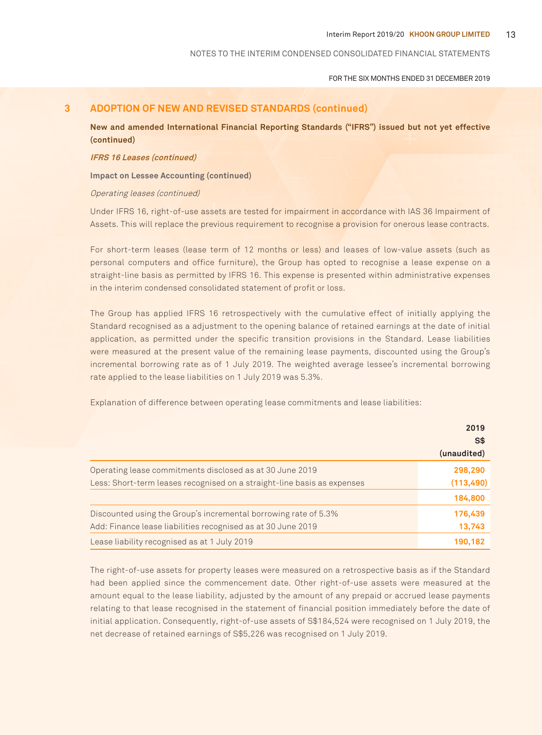## 3 ADOPTION OF NEW AND REVISED STANDARDS (continued)

**New and amended International Financial Reporting Standards ("IFRS") issued but not yet effective (continued)**

***IFRS 16 Leases (continued)***

**Impact on Lessee Accounting (continued)**

*Operating leases (continued)*

Under IFRS 16, right-of-use assets are tested for impairment in accordance with IAS 36 Impairment of Assets. This will replace the previous requirement to recognise a provision for onerous lease contracts.

For short-term leases (lease term of 12 months or less) and leases of low-value assets (such as personal computers and office furniture), the Group has opted to recognise a lease expense on a straight-line basis as permitted by IFRS 16. This expense is presented within administrative expenses in the interim condensed consolidated statement of profit or loss.

The Group has applied IFRS 16 retrospectively with the cumulative effect of initially applying the Standard recognised as a adjustment to the opening balance of retained earnings at the date of initial application, as permitted under the specific transition provisions in the Standard. Lease liabilities were measured at the present value of the remaining lease payments, discounted using the Group's incremental borrowing rate as of 1 July 2019. The weighted average lessee's incremental borrowing rate applied to the lease liabilities on 1 July 2019 was 5.3%.

Explanation of difference between operating lease commitments and lease liabilities:

| | 2019<br>S$<br>(unaudited) |
|---|---|
| Operating lease commitments disclosed as at 30 June 2019 | 298,290 |
| Less: Short-term leases recognised on a straight-line basis as expenses | (113,490) |
| | 184,800 |
| Discounted using the Group's incremental borrowing rate of 5.3% | 176,439 |
| Add: Finance lease liabilities recognised as at 30 June 2019 | 13,743 |
| Lease liability recognised as at 1 July 2019 | 190,182 |

The right-of-use assets for property leases were measured on a retrospective basis as if the Standard had been applied since the commencement date. Other right-of-use assets were measured at the amount equal to the lease liability, adjusted by the amount of any prepaid or accrued lease payments relating to that lease recognised in the statement of financial position immediately before the date of initial application. Consequently, right-of-use assets of S$184,524 were recognised on 1 July 2019, the net decrease of retained earnings of S$5,226 was recognised on 1 July 2019.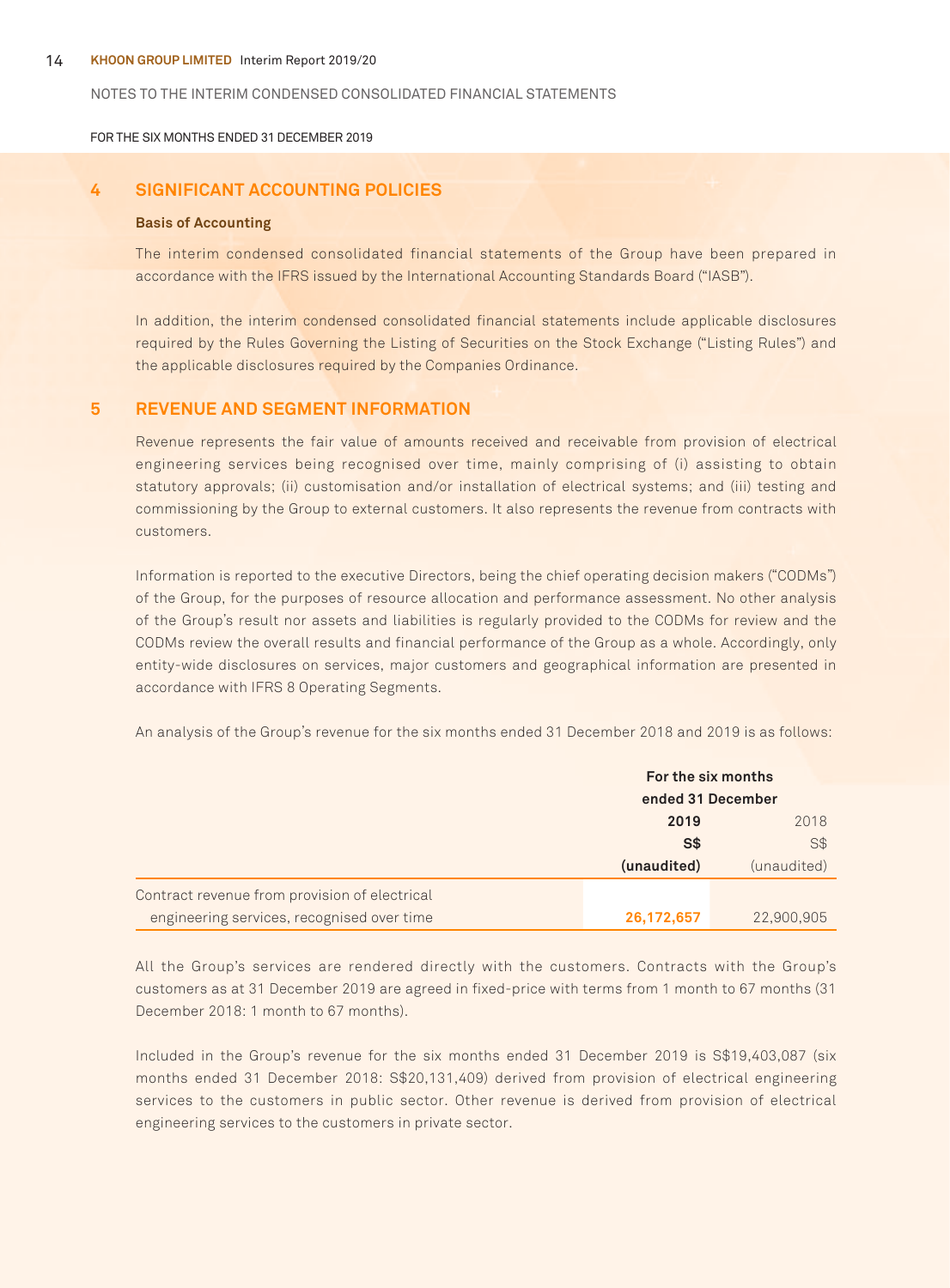NOTES TO THE INTERIM CONDENSED CONSOLIDATED FINANCIAL STATEMENTS

FOR THE SIX MONTHS ENDED 31 DECEMBER 2019

## 4 SIGNIFICANT ACCOUNTING POLICIES

**Basis of Accounting**

The interim condensed consolidated financial statements of the Group have been prepared in accordance with the IFRS issued by the International Accounting Standards Board ("IASB").

In addition, the interim condensed consolidated financial statements include applicable disclosures required by the Rules Governing the Listing of Securities on the Stock Exchange ("Listing Rules") and the applicable disclosures required by the Companies Ordinance.

## 5 REVENUE AND SEGMENT INFORMATION

Revenue represents the fair value of amounts received and receivable from provision of electrical engineering services being recognised over time, mainly comprising of (i) assisting to obtain statutory approvals; (ii) customisation and/or installation of electrical systems; and (iii) testing and commissioning by the Group to external customers. It also represents the revenue from contracts with customers.

Information is reported to the executive Directors, being the chief operating decision makers ("CODMs") of the Group, for the purposes of resource allocation and performance assessment. No other analysis of the Group's result nor assets and liabilities is regularly provided to the CODMs for review and the CODMs review the overall results and financial performance of the Group as a whole. Accordingly, only entity-wide disclosures on services, major customers and geographical information are presented in accordance with IFRS 8 Operating Segments.

An analysis of the Group's revenue for the six months ended 31 December 2018 and 2019 is as follows:

| | For the six months ended 31 December | |
|---|---|---|
| | **2019** | 2018 |
| | **S$** | S$ |
| | **(unaudited)** | (unaudited) |
| Contract revenue from provision of electrical engineering services, recognised over time | **26,172,657** | 22,900,905 |

All the Group's services are rendered directly with the customers. Contracts with the Group's customers as at 31 December 2019 are agreed in fixed-price with terms from 1 month to 67 months (31 December 2018: 1 month to 67 months).

Included in the Group's revenue for the six months ended 31 December 2019 is S$19,403,087 (six months ended 31 December 2018: S$20,131,409) derived from provision of electrical engineering services to the customers in public sector. Other revenue is derived from provision of electrical engineering services to the customers in private sector.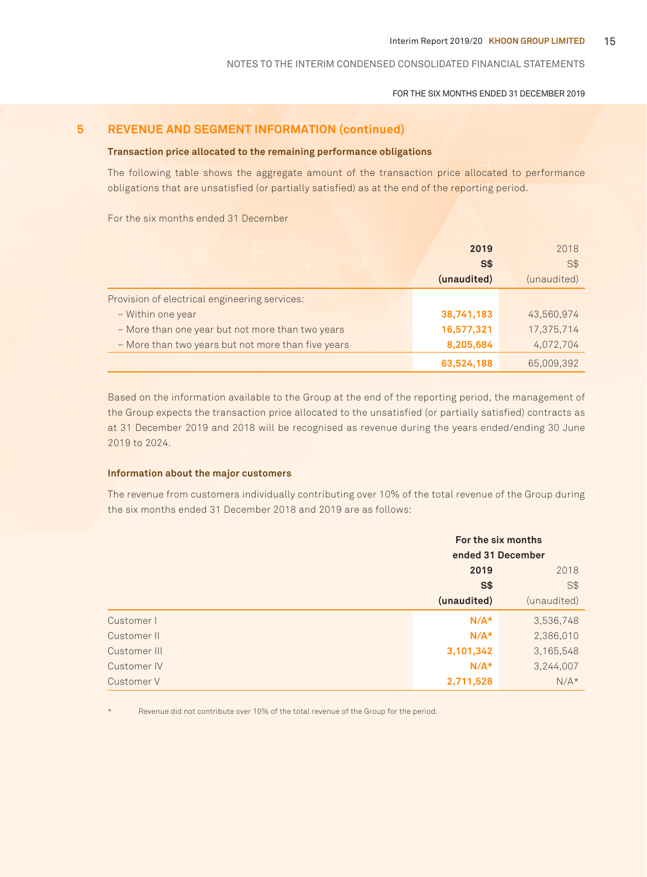## 5 REVENUE AND SEGMENT INFORMATION (continued)

### Transaction price allocated to the remaining performance obligations

The following table shows the aggregate amount of the transaction price allocated to performance obligations that are unsatisfied (or partially satisfied) as at the end of the reporting period.

For the six months ended 31 December

| | **2019** | 2018 |
|---|---|---|
| | **S$** | S$ |
| | **(unaudited)** | (unaudited) |
| Provision of electrical engineering services: | | |
| – Within one year | **38,741,183** | 43,560,974 |
| – More than one year but not more than two years | **16,577,321** | 17,375,714 |
| – More than two years but not more than five years | **8,205,684** | 4,072,704 |
| | **63,524,188** | 65,009,392 |

Based on the information available to the Group at the end of the reporting period, the management of the Group expects the transaction price allocated to the unsatisfied (or partially satisfied) contracts as at 31 December 2019 and 2018 will be recognised as revenue during the years ended/ending 30 June 2019 to 2024.

### Information about the major customers

The revenue from customers individually contributing over 10% of the total revenue of the Group during the six months ended 31 December 2018 and 2019 are as follows:

| | **For the six months ended 31 December** | |
|---|---|---|
| | **2019** | 2018 |
| | **S$** | S$ |
| | **(unaudited)** | (unaudited) |
| Customer I | **N/A*** | 3,536,748 |
| Customer II | **N/A*** | 2,386,010 |
| Customer III | **3,101,342** | 3,165,548 |
| Customer IV | **N/A*** | 3,244,007 |
| Customer V | **2,711,528** | N/A* |

\* Revenue did not contribute over 10% of the total revenue of the Group for the period.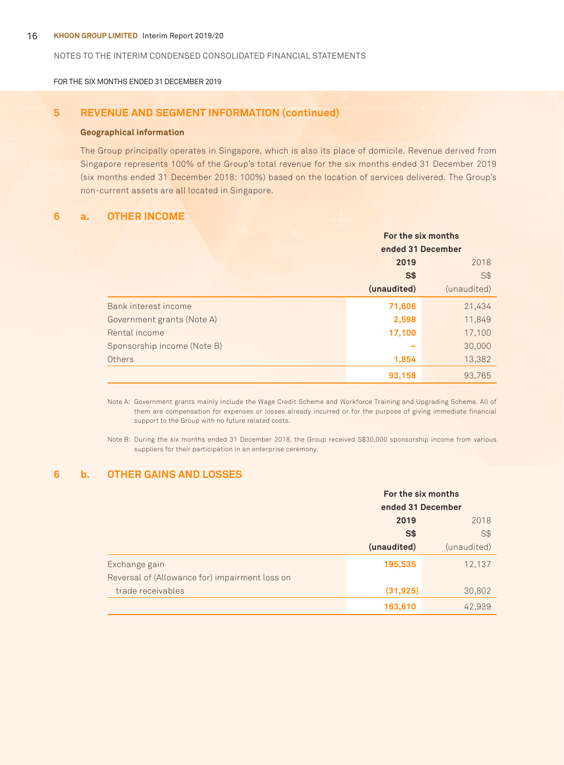NOTES TO THE INTERIM CONDENSED CONSOLIDATED FINANCIAL STATEMENTS

FOR THE SIX MONTHS ENDED 31 DECEMBER 2019

## 5 REVENUE AND SEGMENT INFORMATION (continued)

**Geographical information**

The Group principally operates in Singapore, which is also its place of domicile. Revenue derived from Singapore represents 100% of the Group's total revenue for the six months ended 31 December 2019 (six months ended 31 December 2018: 100%) based on the location of services delivered. The Group's non-current assets are all located in Singapore.

## 6 a. OTHER INCOME

| | For the six months ended 31 December | |
|---|---|---|
| | **2019** | 2018 |
| | **S$** | S$ |
| | **(unaudited)** | (unaudited) |
| Bank interest income | **71,606** | 21,434 |
| Government grants (Note A) | **2,598** | 11,849 |
| Rental income | **17,100** | 17,100 |
| Sponsorship income (Note B) | **–** | 30,000 |
| Others | **1,854** | 13,382 |
| | **93,158** | 93,765 |

Note A: Government grants mainly include the Wage Credit Scheme and Workforce Training and Upgrading Scheme. All of them are compensation for expenses or losses already incurred or for the purpose of giving immediate financial support to the Group with no future related costs.

Note B: During the six months ended 31 December 2018, the Group received S$30,000 sponsorship income from various suppliers for their participation in an enterprise ceremony.

## 6 b. OTHER GAINS AND LOSSES

| | For the six months ended 31 December | |
|---|---|---|
| | **2019** | 2018 |
| | **S$** | S$ |
| | **(unaudited)** | (unaudited) |
| Exchange gain | **195,535** | 12,137 |
| Reversal of (Allowance for) impairment loss on trade receivables | **(31,925)** | 30,802 |
| | **163,610** | 42,939 |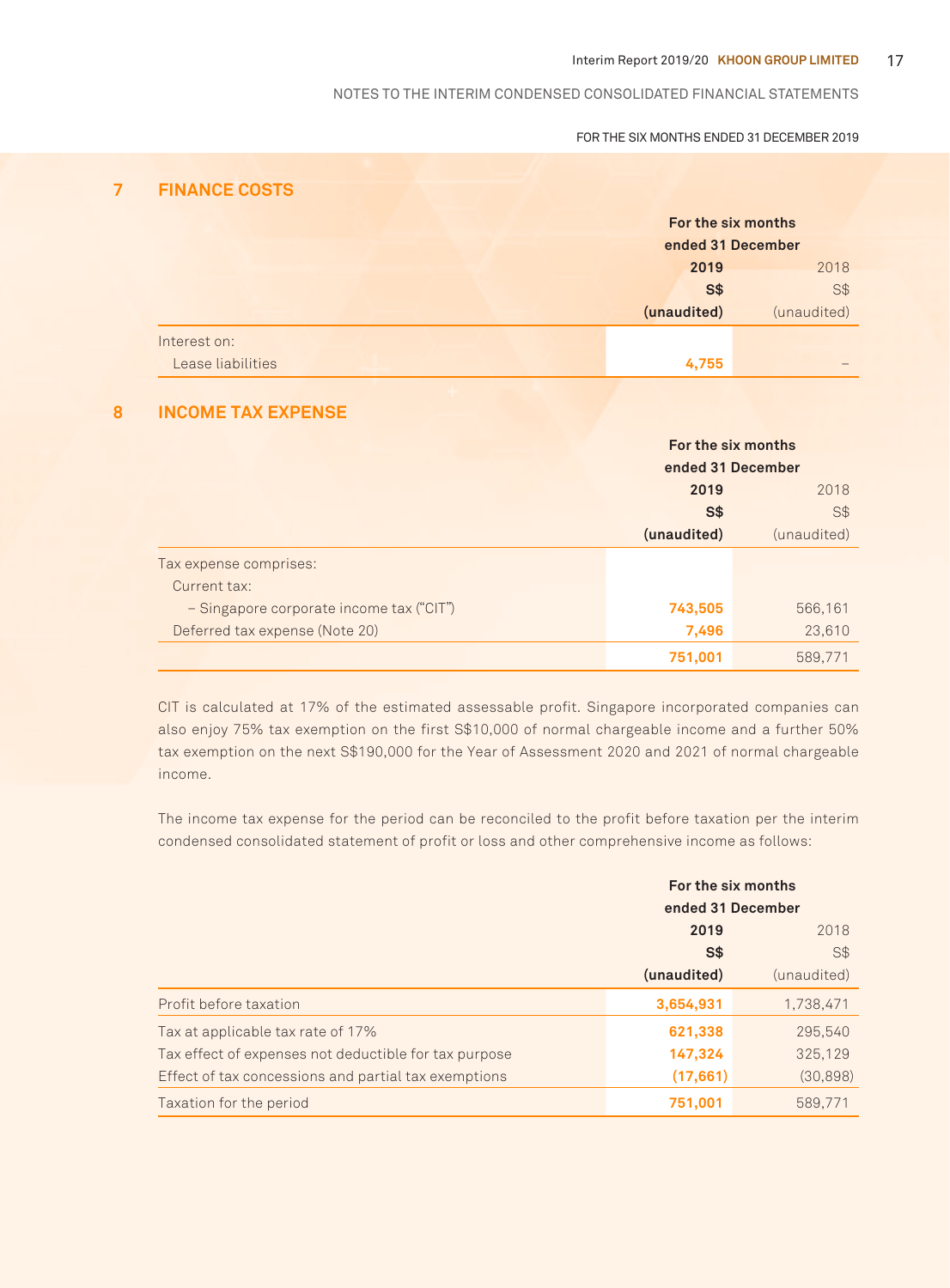NOTES TO THE INTERIM CONDENSED CONSOLIDATED FINANCIAL STATEMENTS

FOR THE SIX MONTHS ENDED 31 DECEMBER 2019

## 7 FINANCE COSTS

| | For the six months ended 31 December | |
|---|---|---|
| | **2019** | 2018 |
| | **S$** | S$ |
| | **(unaudited)** | (unaudited) |
| Interest on: | | |
| Lease liabilities | **4,755** | – |

## 8 INCOME TAX EXPENSE

| | For the six months ended 31 December | |
|---|---|---|
| | **2019** | 2018 |
| | **S$** | S$ |
| | **(unaudited)** | (unaudited) |
| Tax expense comprises: | | |
| Current tax: | | |
| – Singapore corporate income tax ("CIT") | **743,505** | 566,161 |
| Deferred tax expense (Note 20) | **7,496** | 23,610 |
| | **751,001** | 589,771 |

CIT is calculated at 17% of the estimated assessable profit. Singapore incorporated companies can also enjoy 75% tax exemption on the first S$10,000 of normal chargeable income and a further 50% tax exemption on the next S$190,000 for the Year of Assessment 2020 and 2021 of normal chargeable income.

The income tax expense for the period can be reconciled to the profit before taxation per the interim condensed consolidated statement of profit or loss and other comprehensive income as follows:

| | For the six months ended 31 December | |
|---|---|---|
| | **2019** | 2018 |
| | **S$** | S$ |
| | **(unaudited)** | (unaudited) |
| Profit before taxation | **3,654,931** | 1,738,471 |
| Tax at applicable tax rate of 17% | **621,338** | 295,540 |
| Tax effect of expenses not deductible for tax purpose | **147,324** | 325,129 |
| Effect of tax concessions and partial tax exemptions | **(17,661)** | (30,898) |
| Taxation for the period | **751,001** | 589,771 |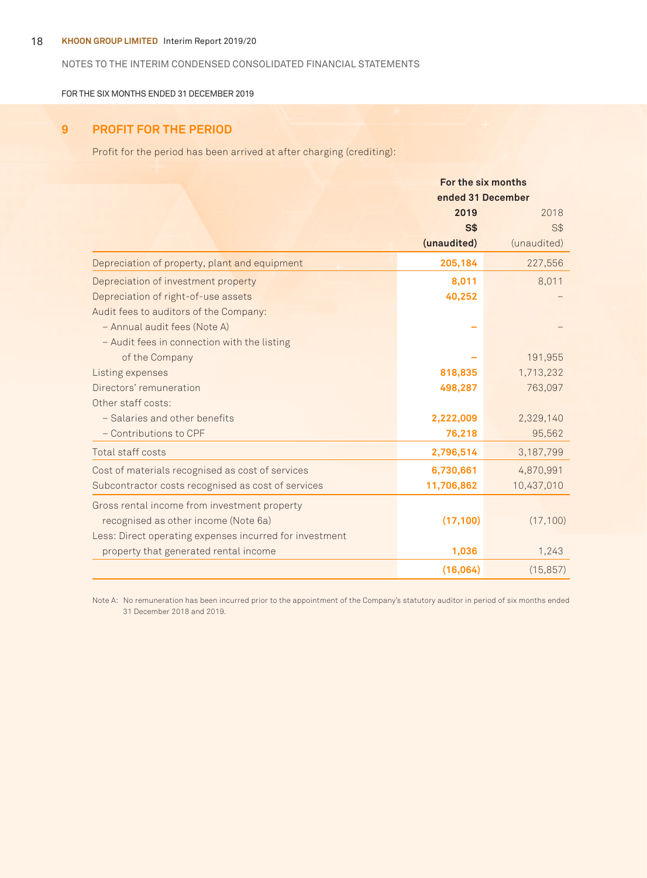NOTES TO THE INTERIM CONDENSED CONSOLIDATED FINANCIAL STATEMENTS

FOR THE SIX MONTHS ENDED 31 DECEMBER 2019

## 9 PROFIT FOR THE PERIOD

Profit for the period has been arrived at after charging (crediting):

| | For the six months ended 31 December | |
|---|---|---|
| | **2019** | 2018 |
| | **S$** | S$ |
| | **(unaudited)** | (unaudited) |
| Depreciation of property, plant and equipment | **205,184** | 227,556 |
| Depreciation of investment property | **8,011** | 8,011 |
| Depreciation of right-of-use assets | **40,252** | – |
| Audit fees to auditors of the Company: | | |
| – Annual audit fees (Note A) | **–** | – |
| – Audit fees in connection with the listing of the Company | **–** | 191,955 |
| Listing expenses | **818,835** | 1,713,232 |
| Directors' remuneration | **498,287** | 763,097 |
| Other staff costs: | | |
| – Salaries and other benefits | **2,222,009** | 2,329,140 |
| – Contributions to CPF | **76,218** | 95,562 |
| Total staff costs | **2,796,514** | 3,187,799 |
| Cost of materials recognised as cost of services | **6,730,661** | 4,870,991 |
| Subcontractor costs recognised as cost of services | **11,706,862** | 10,437,010 |
| Gross rental income from investment property recognised as other income (Note 6a) | **(17,100)** | (17,100) |
| Less: Direct operating expenses incurred for investment property that generated rental income | **1,036** | 1,243 |
| | **(16,064)** | (15,857) |

Note A: No remuneration has been incurred prior to the appointment of the Company's statutory auditor in period of six months ended 31 December 2018 and 2019.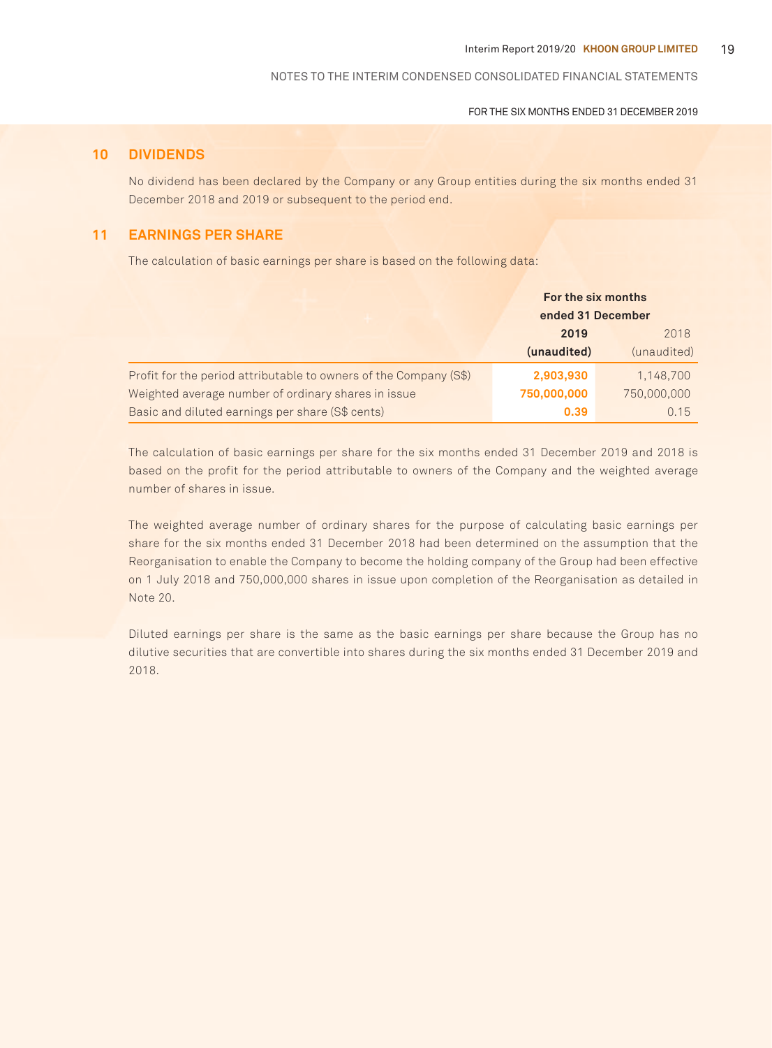## 10 DIVIDENDS

No dividend has been declared by the Company or any Group entities during the six months ended 31 December 2018 and 2019 or subsequent to the period end.

## 11 EARNINGS PER SHARE

The calculation of basic earnings per share is based on the following data:

| | For the six months ended 31 December | |
|---|---|---|
| | **2019** | 2018 |
| | **(unaudited)** | (unaudited) |
| Profit for the period attributable to owners of the Company (S$) | **2,903,930** | 1,148,700 |
| Weighted average number of ordinary shares in issue | **750,000,000** | 750,000,000 |
| Basic and diluted earnings per share (S$ cents) | **0.39** | 0.15 |

The calculation of basic earnings per share for the six months ended 31 December 2019 and 2018 is based on the profit for the period attributable to owners of the Company and the weighted average number of shares in issue.

The weighted average number of ordinary shares for the purpose of calculating basic earnings per share for the six months ended 31 December 2018 had been determined on the assumption that the Reorganisation to enable the Company to become the holding company of the Group had been effective on 1 July 2018 and 750,000,000 shares in issue upon completion of the Reorganisation as detailed in Note 20.

Diluted earnings per share is the same as the basic earnings per share because the Group has no dilutive securities that are convertible into shares during the six months ended 31 December 2019 and 2018.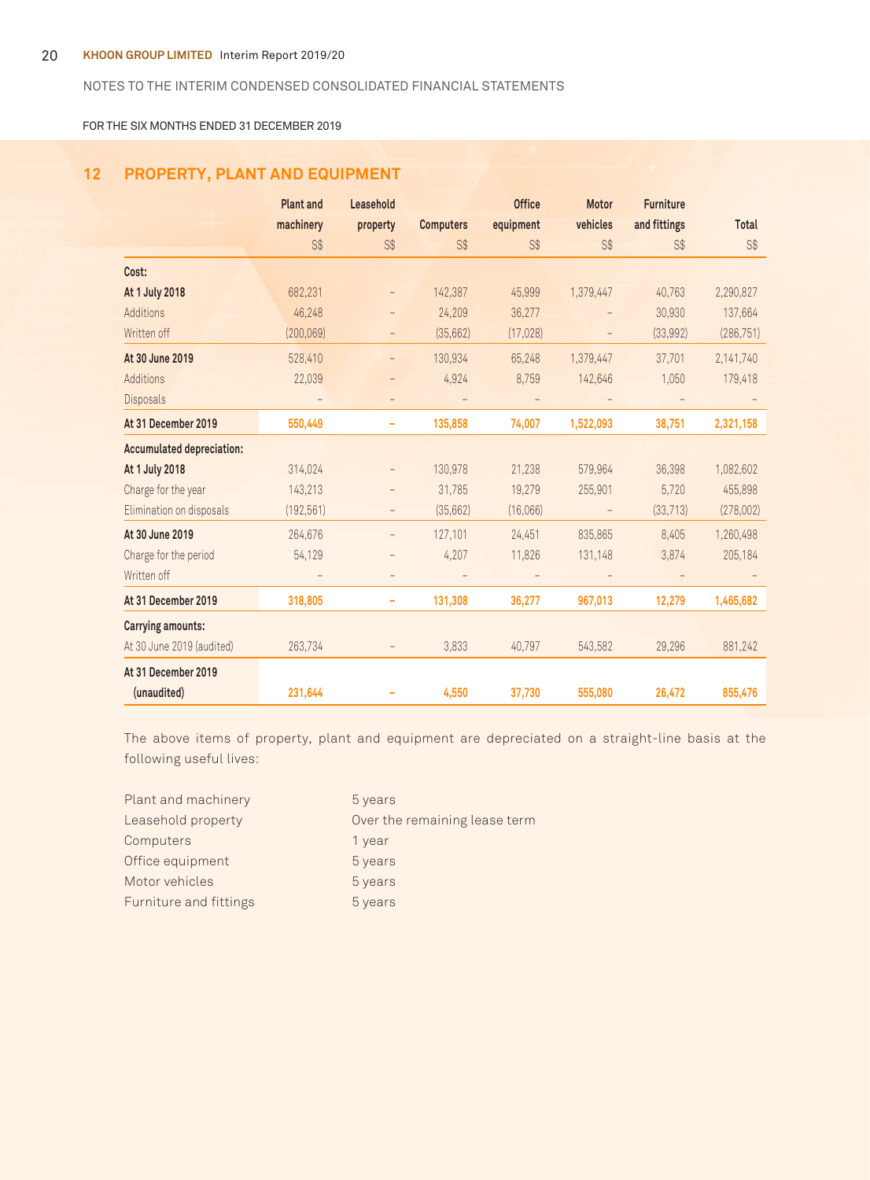NOTES TO THE INTERIM CONDENSED CONSOLIDATED FINANCIAL STATEMENTS

FOR THE SIX MONTHS ENDED 31 DECEMBER 2019

## 12 PROPERTY, PLANT AND EQUIPMENT

| | Plant and machinery S$ | Leasehold property S$ | Computers S$ | Office equipment S$ | Motor vehicles S$ | Furniture and fittings S$ | Total S$ |
|---|---|---|---|---|---|---|---|
| **Cost:** | | | | | | | |
| **At 1 July 2018** | 682,231 | – | 142,387 | 45,999 | 1,379,447 | 40,763 | 2,290,827 |
| Additions | 46,248 | – | 24,209 | 36,277 | – | 30,930 | 137,664 |
| Written off | (200,069) | – | (35,662) | (17,028) | – | (33,992) | (286,751) |
| **At 30 June 2019** | 528,410 | – | 130,934 | 65,248 | 1,379,447 | 37,701 | 2,141,740 |
| Additions | 22,039 | – | 4,924 | 8,759 | 142,646 | 1,050 | 179,418 |
| Disposals | – | – | – | – | – | – | – |
| **At 31 December 2019** | **550,449** | **–** | **135,858** | **74,007** | **1,522,093** | **38,751** | **2,321,158** |
| **Accumulated depreciation:** | | | | | | | |
| **At 1 July 2018** | 314,024 | – | 130,978 | 21,238 | 579,964 | 36,398 | 1,082,602 |
| Charge for the year | 143,213 | – | 31,785 | 19,279 | 255,901 | 5,720 | 455,898 |
| Elimination on disposals | (192,561) | – | (35,662) | (16,066) | – | (33,713) | (278,002) |
| **At 30 June 2019** | 264,676 | – | 127,101 | 24,451 | 835,865 | 8,405 | 1,260,498 |
| Charge for the period | 54,129 | – | 4,207 | 11,826 | 131,148 | 3,874 | 205,184 |
| Written off | – | – | – | – | – | – | – |
| **At 31 December 2019** | **318,805** | **–** | **131,308** | **36,277** | **967,013** | **12,279** | **1,465,682** |
| **Carrying amounts:** | | | | | | | |
| At 30 June 2019 (audited) | 263,734 | – | 3,833 | 40,797 | 543,582 | 29,296 | 881,242 |
| **At 31 December 2019 (unaudited)** | **231,644** | **–** | **4,550** | **37,730** | **555,080** | **26,472** | **855,476** |

The above items of property, plant and equipment are depreciated on a straight-line basis at the following useful lives:

| | |
|---|---|
| Plant and machinery | 5 years |
| Leasehold property | Over the remaining lease term |
| Computers | 1 year |
| Office equipment | 5 years |
| Motor vehicles | 5 years |
| Furniture and fittings | 5 years |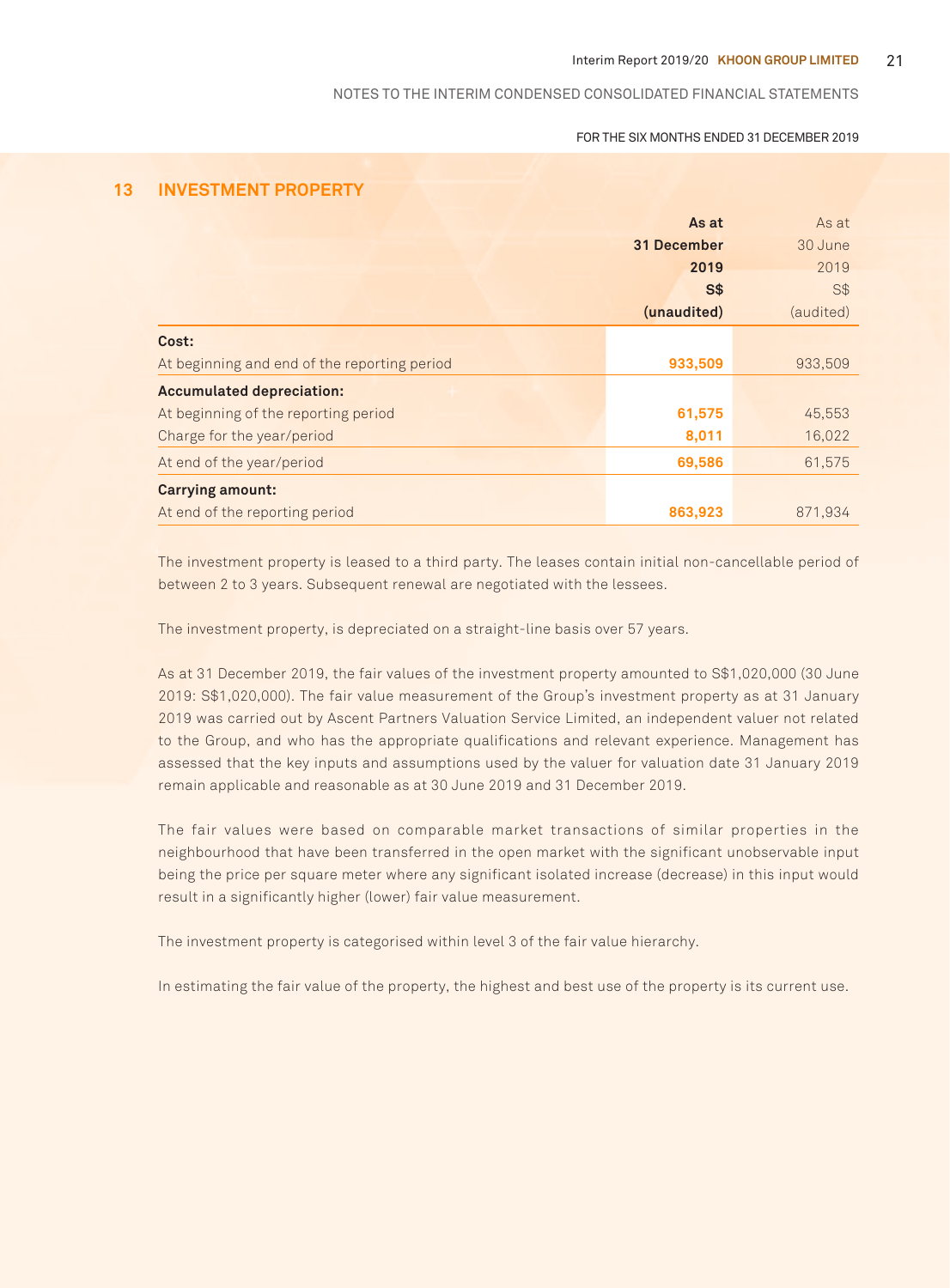## 13 INVESTMENT PROPERTY

| | As at 31 December 2019 S$ (unaudited) | As at 30 June 2019 S$ (audited) |
|---|---|---|
| **Cost:** | | |
| At beginning and end of the reporting period | **933,509** | 933,509 |
| **Accumulated depreciation:** | | |
| At beginning of the reporting period | **61,575** | 45,553 |
| Charge for the year/period | **8,011** | 16,022 |
| At end of the year/period | **69,586** | 61,575 |
| **Carrying amount:** | | |
| At end of the reporting period | **863,923** | 871,934 |

The investment property is leased to a third party. The leases contain initial non-cancellable period of between 2 to 3 years. Subsequent renewal are negotiated with the lessees.

The investment property, is depreciated on a straight-line basis over 57 years.

As at 31 December 2019, the fair values of the investment property amounted to S$1,020,000 (30 June 2019: S$1,020,000). The fair value measurement of the Group's investment property as at 31 January 2019 was carried out by Ascent Partners Valuation Service Limited, an independent valuer not related to the Group, and who has the appropriate qualifications and relevant experience. Management has assessed that the key inputs and assumptions used by the valuer for valuation date 31 January 2019 remain applicable and reasonable as at 30 June 2019 and 31 December 2019.

The fair values were based on comparable market transactions of similar properties in the neighbourhood that have been transferred in the open market with the significant unobservable input being the price per square meter where any significant isolated increase (decrease) in this input would result in a significantly higher (lower) fair value measurement.

The investment property is categorised within level 3 of the fair value hierarchy.

In estimating the fair value of the property, the highest and best use of the property is its current use.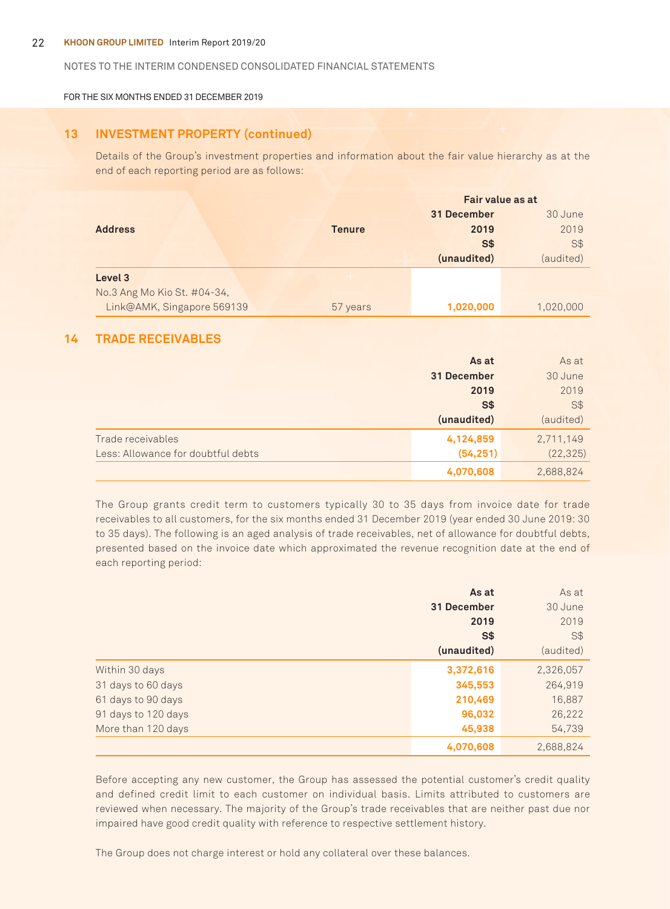NOTES TO THE INTERIM CONDENSED CONSOLIDATED FINANCIAL STATEMENTS

FOR THE SIX MONTHS ENDED 31 DECEMBER 2019

## 13 INVESTMENT PROPERTY (continued)

Details of the Group's investment properties and information about the fair value hierarchy as at the end of each reporting period are as follows:

| Address | Tenure | Fair value as at 31 December 2019 S$ (unaudited) | Fair value as at 30 June 2019 S$ (audited) |
|---|---|---|---|
| **Level 3** | | | |
| No.3 Ang Mo Kio St. #04-34, Link@AMK, Singapore 569139 | 57 years | **1,020,000** | 1,020,000 |

## 14 TRADE RECEIVABLES

| | As at 31 December 2019 S$ (unaudited) | As at 30 June 2019 S$ (audited) |
|---|---|---|
| Trade receivables | **4,124,859** | 2,711,149 |
| Less: Allowance for doubtful debts | **(54,251)** | (22,325) |
| | **4,070,608** | 2,688,824 |

The Group grants credit term to customers typically 30 to 35 days from invoice date for trade receivables to all customers, for the six months ended 31 December 2019 (year ended 30 June 2019: 30 to 35 days). The following is an aged analysis of trade receivables, net of allowance for doubtful debts, presented based on the invoice date which approximated the revenue recognition date at the end of each reporting period:

| | As at 31 December 2019 S$ (unaudited) | As at 30 June 2019 S$ (audited) |
|---|---|---|
| Within 30 days | **3,372,616** | 2,326,057 |
| 31 days to 60 days | **345,553** | 264,919 |
| 61 days to 90 days | **210,469** | 16,887 |
| 91 days to 120 days | **96,032** | 26,222 |
| More than 120 days | **45,938** | 54,739 |
| | **4,070,608** | 2,688,824 |

Before accepting any new customer, the Group has assessed the potential customer's credit quality and defined credit limit to each customer on individual basis. Limits attributed to customers are reviewed when necessary. The majority of the Group's trade receivables that are neither past due nor impaired have good credit quality with reference to respective settlement history.

The Group does not charge interest or hold any collateral over these balances.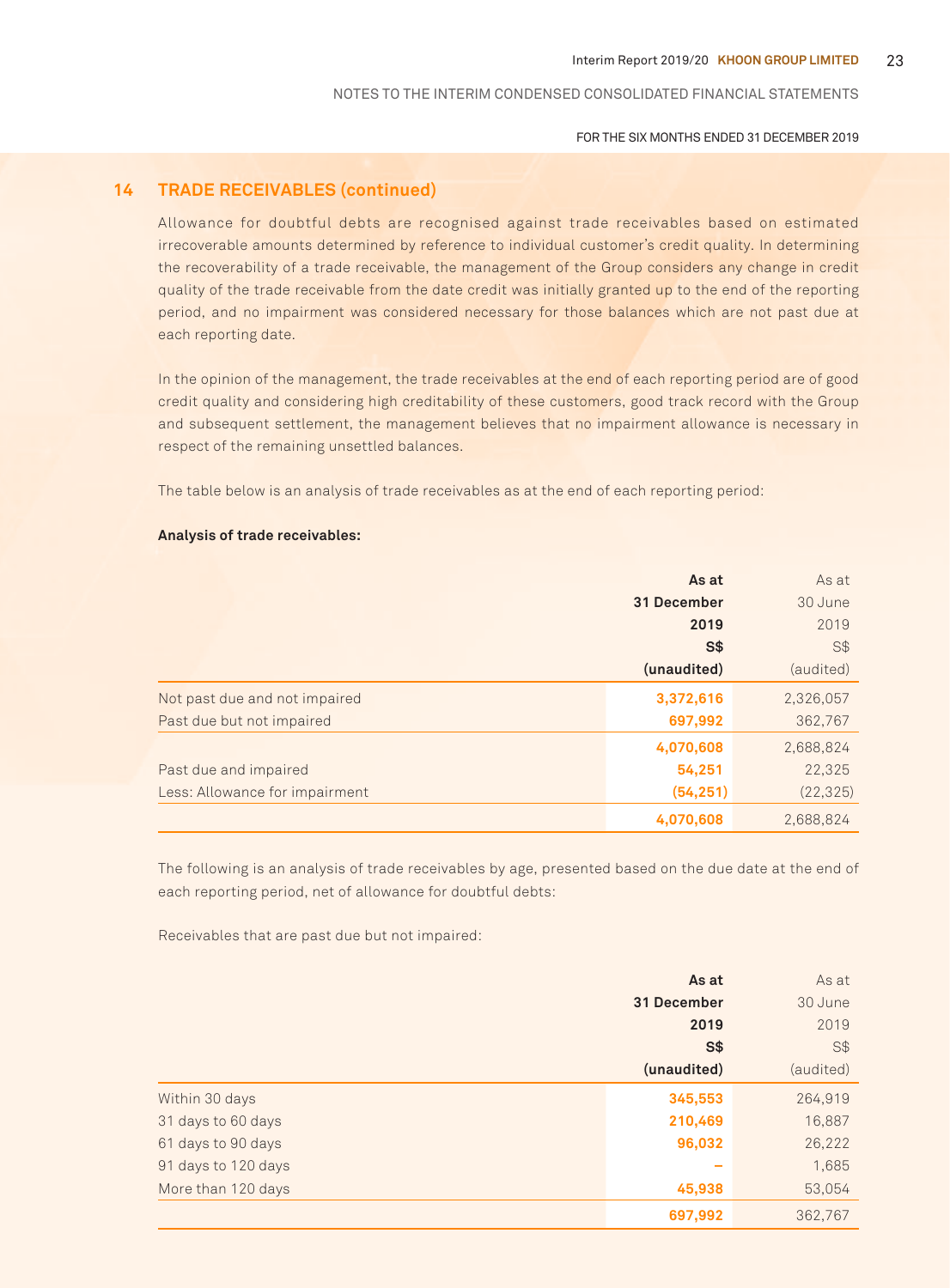## 14 TRADE RECEIVABLES (continued)

Allowance for doubtful debts are recognised against trade receivables based on estimated irrecoverable amounts determined by reference to individual customer's credit quality. In determining the recoverability of a trade receivable, the management of the Group considers any change in credit quality of the trade receivable from the date credit was initially granted up to the end of the reporting period, and no impairment was considered necessary for those balances which are not past due at each reporting date.

In the opinion of the management, the trade receivables at the end of each reporting period are of good credit quality and considering high creditability of these customers, good track record with the Group and subsequent settlement, the management believes that no impairment allowance is necessary in respect of the remaining unsettled balances.

The table below is an analysis of trade receivables as at the end of each reporting period:

**Analysis of trade receivables:**

| | As at 31 December 2019 S$ (unaudited) | As at 30 June 2019 S$ (audited) |
|---|---|---|
| Not past due and not impaired | 3,372,616 | 2,326,057 |
| Past due but not impaired | 697,992 | 362,767 |
| | 4,070,608 | 2,688,824 |
| Past due and impaired | 54,251 | 22,325 |
| Less: Allowance for impairment | (54,251) | (22,325) |
| | 4,070,608 | 2,688,824 |

The following is an analysis of trade receivables by age, presented based on the due date at the end of each reporting period, net of allowance for doubtful debts:

Receivables that are past due but not impaired:

| | As at 31 December 2019 S$ (unaudited) | As at 30 June 2019 S$ (audited) |
|---|---|---|
| Within 30 days | 345,553 | 264,919 |
| 31 days to 60 days | 210,469 | 16,887 |
| 61 days to 90 days | 96,032 | 26,222 |
| 91 days to 120 days | – | 1,685 |
| More than 120 days | 45,938 | 53,054 |
| | 697,992 | 362,767 |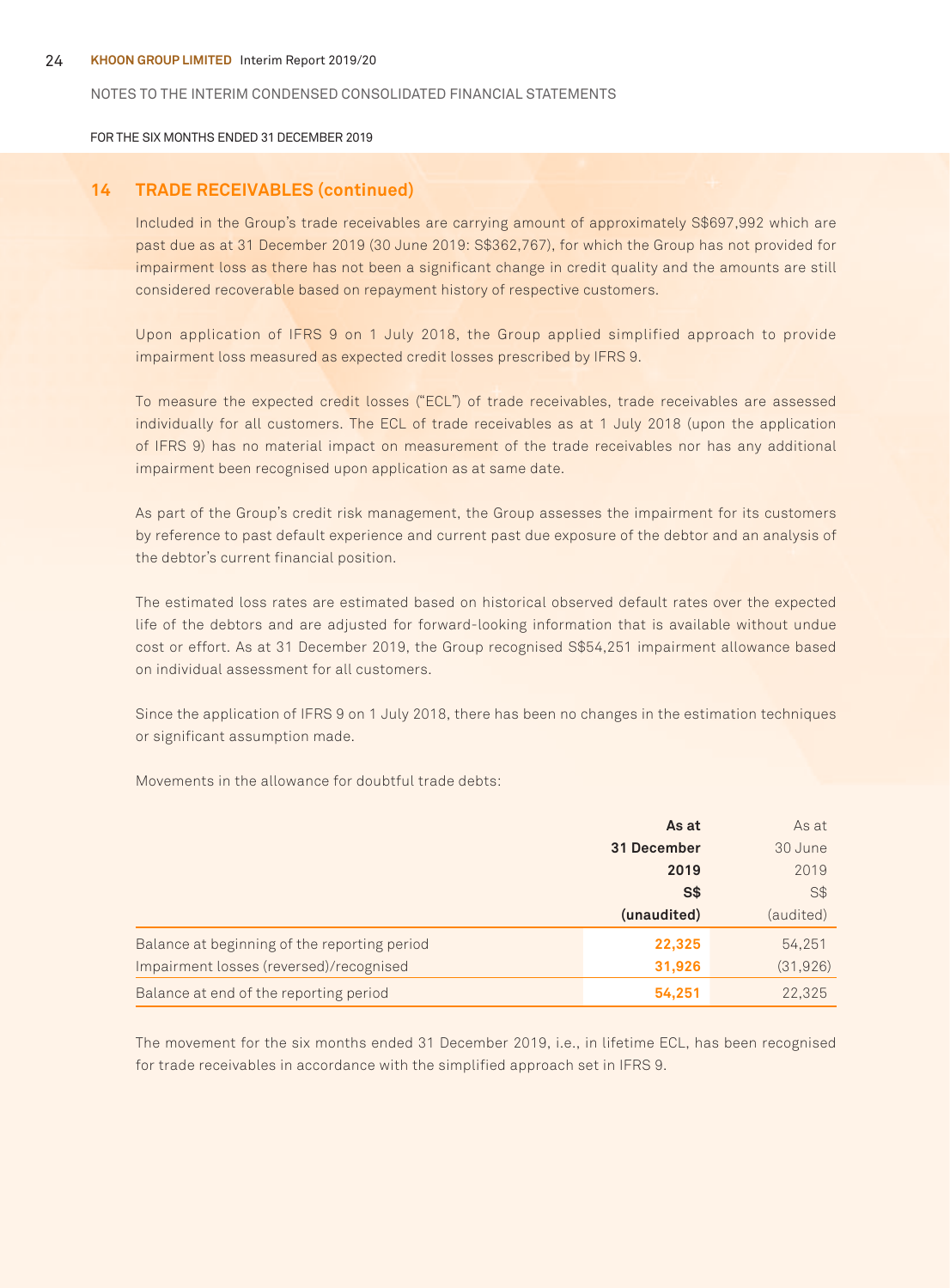NOTES TO THE INTERIM CONDENSED CONSOLIDATED FINANCIAL STATEMENTS

FOR THE SIX MONTHS ENDED 31 DECEMBER 2019

## 14 TRADE RECEIVABLES (continued)

Included in the Group's trade receivables are carrying amount of approximately S$697,992 which are past due as at 31 December 2019 (30 June 2019: S$362,767), for which the Group has not provided for impairment loss as there has not been a significant change in credit quality and the amounts are still considered recoverable based on repayment history of respective customers.

Upon application of IFRS 9 on 1 July 2018, the Group applied simplified approach to provide impairment loss measured as expected credit losses prescribed by IFRS 9.

To measure the expected credit losses ("ECL") of trade receivables, trade receivables are assessed individually for all customers. The ECL of trade receivables as at 1 July 2018 (upon the application of IFRS 9) has no material impact on measurement of the trade receivables nor has any additional impairment been recognised upon application as at same date.

As part of the Group's credit risk management, the Group assesses the impairment for its customers by reference to past default experience and current past due exposure of the debtor and an analysis of the debtor's current financial position.

The estimated loss rates are estimated based on historical observed default rates over the expected life of the debtors and are adjusted for forward-looking information that is available without undue cost or effort. As at 31 December 2019, the Group recognised S$54,251 impairment allowance based on individual assessment for all customers.

Since the application of IFRS 9 on 1 July 2018, there has been no changes in the estimation techniques or significant assumption made.

Movements in the allowance for doubtful trade debts:

| | **As at 31 December 2019 S$ (unaudited)** | As at 30 June 2019 S$ (audited) |
|---|---|---|
| Balance at beginning of the reporting period | **22,325** | 54,251 |
| Impairment losses (reversed)/recognised | **31,926** | (31,926) |
| Balance at end of the reporting period | **54,251** | 22,325 |

The movement for the six months ended 31 December 2019, i.e., in lifetime ECL, has been recognised for trade receivables in accordance with the simplified approach set in IFRS 9.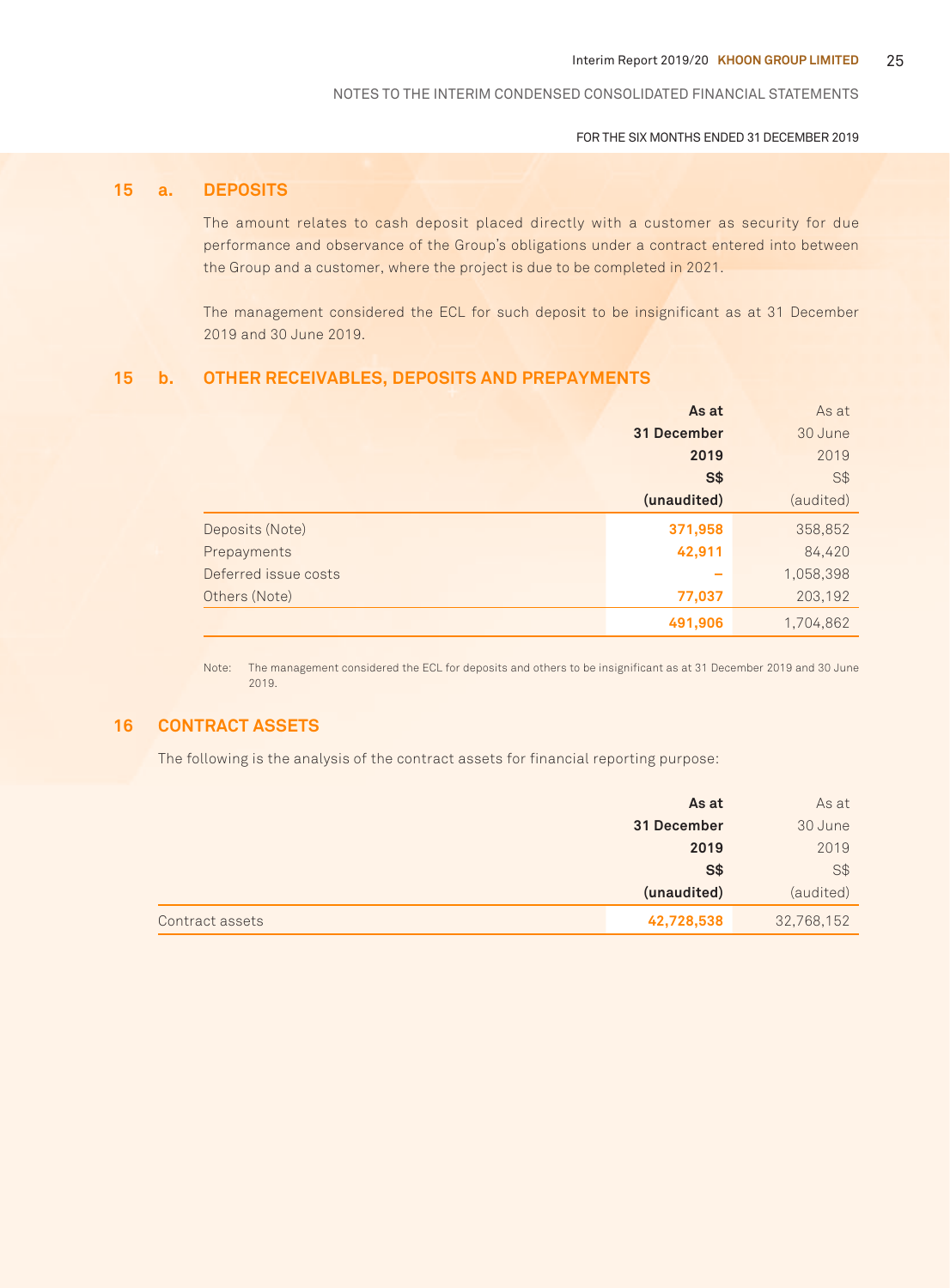## 15 a. DEPOSITS

The amount relates to cash deposit placed directly with a customer as security for due performance and observance of the Group's obligations under a contract entered into between the Group and a customer, where the project is due to be completed in 2021.

The management considered the ECL for such deposit to be insignificant as at 31 December 2019 and 30 June 2019.

## 15 b. OTHER RECEIVABLES, DEPOSITS AND PREPAYMENTS

| | **As at 31 December 2019 S$ (unaudited)** | As at 30 June 2019 S$ (audited) |
|---|---|---|
| Deposits (Note) | **371,958** | 358,852 |
| Prepayments | **42,911** | 84,420 |
| Deferred issue costs | **–** | 1,058,398 |
| Others (Note) | **77,037** | 203,192 |
| | **491,906** | 1,704,862 |

Note: The management considered the ECL for deposits and others to be insignificant as at 31 December 2019 and 30 June 2019.

## 16 CONTRACT ASSETS

The following is the analysis of the contract assets for financial reporting purpose:

| | **As at 31 December 2019 S$ (unaudited)** | As at 30 June 2019 S$ (audited) |
|---|---|---|
| Contract assets | **42,728,538** | 32,768,152 |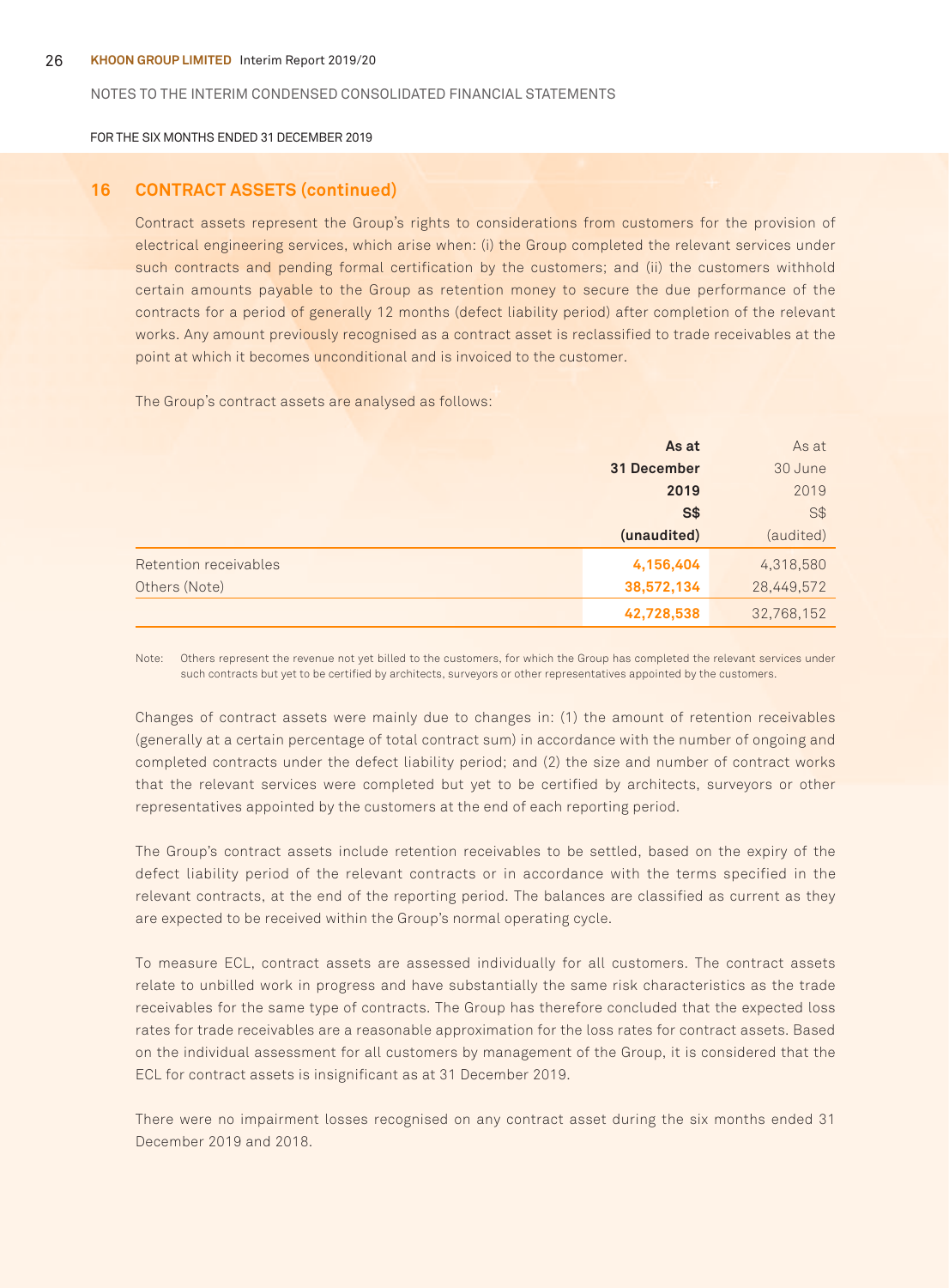## 16 CONTRACT ASSETS (continued)

Contract assets represent the Group's rights to considerations from customers for the provision of electrical engineering services, which arise when: (i) the Group completed the relevant services under such contracts and pending formal certification by the customers; and (ii) the customers withhold certain amounts payable to the Group as retention money to secure the due performance of the contracts for a period of generally 12 months (defect liability period) after completion of the relevant works. Any amount previously recognised as a contract asset is reclassified to trade receivables at the point at which it becomes unconditional and is invoiced to the customer.

The Group's contract assets are analysed as follows:

| | **As at 31 December 2019 S$ (unaudited)** | As at 30 June 2019 S$ (audited) |
|---|---|---|
| Retention receivables | **4,156,404** | 4,318,580 |
| Others (Note) | **38,572,134** | 28,449,572 |
| | **42,728,538** | 32,768,152 |

Note: Others represent the revenue not yet billed to the customers, for which the Group has completed the relevant services under such contracts but yet to be certified by architects, surveyors or other representatives appointed by the customers.

Changes of contract assets were mainly due to changes in: (1) the amount of retention receivables (generally at a certain percentage of total contract sum) in accordance with the number of ongoing and completed contracts under the defect liability period; and (2) the size and number of contract works that the relevant services were completed but yet to be certified by architects, surveyors or other representatives appointed by the customers at the end of each reporting period.

The Group's contract assets include retention receivables to be settled, based on the expiry of the defect liability period of the relevant contracts or in accordance with the terms specified in the relevant contracts, at the end of the reporting period. The balances are classified as current as they are expected to be received within the Group's normal operating cycle.

To measure ECL, contract assets are assessed individually for all customers. The contract assets relate to unbilled work in progress and have substantially the same risk characteristics as the trade receivables for the same type of contracts. The Group has therefore concluded that the expected loss rates for trade receivables are a reasonable approximation for the loss rates for contract assets. Based on the individual assessment for all customers by management of the Group, it is considered that the ECL for contract assets is insignificant as at 31 December 2019.

There were no impairment losses recognised on any contract asset during the six months ended 31 December 2019 and 2018.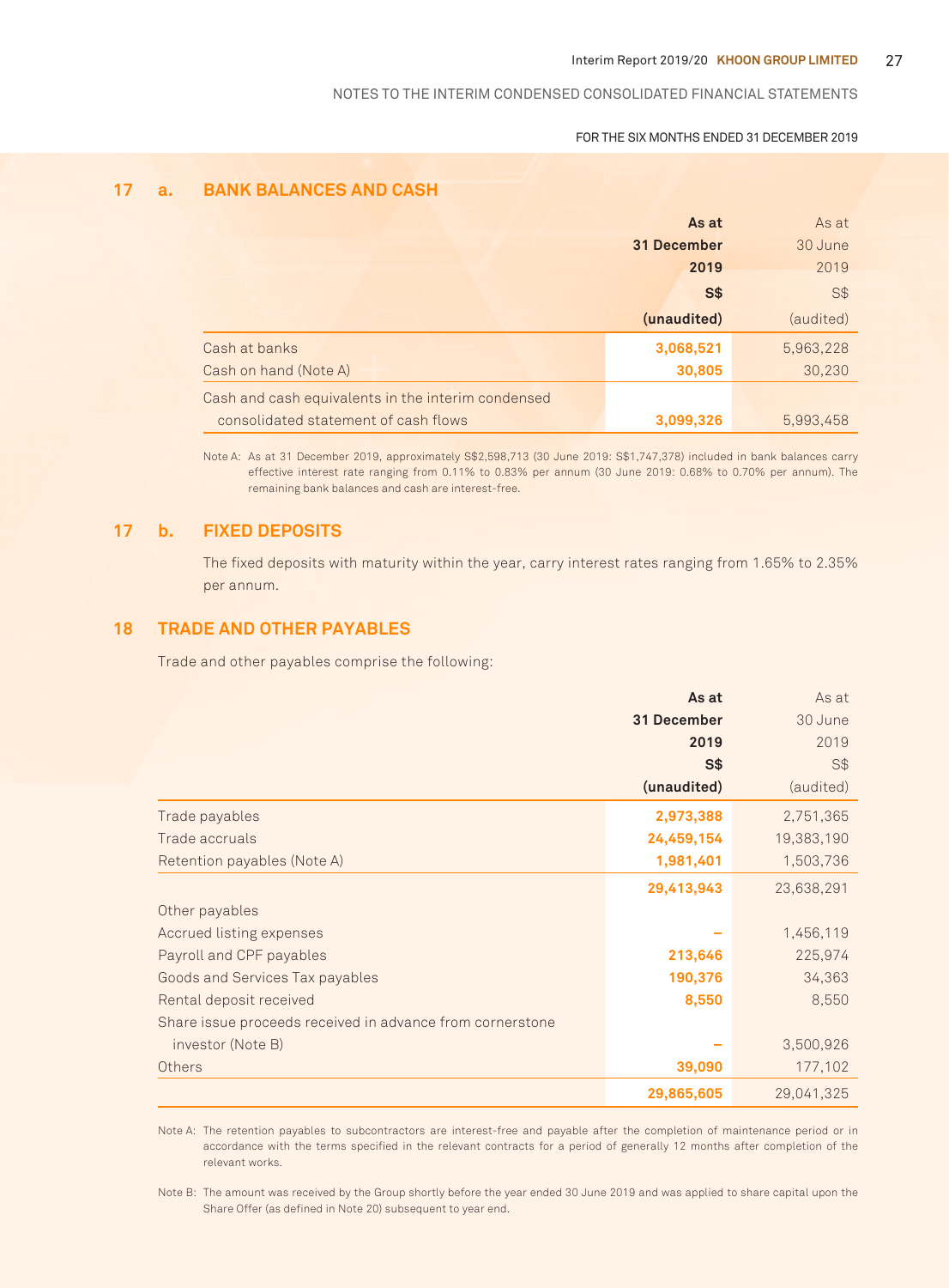## 17 a. BANK BALANCES AND CASH

| | As at 31 December 2019 S$ (unaudited) | As at 30 June 2019 S$ (audited) |
|---|---|---|
| Cash at banks | 3,068,521 | 5,963,228 |
| Cash on hand (Note A) | 30,805 | 30,230 |
| Cash and cash equivalents in the interim condensed consolidated statement of cash flows | 3,099,326 | 5,993,458 |

Note A: As at 31 December 2019, approximately S$2,598,713 (30 June 2019: S$1,747,378) included in bank balances carry effective interest rate ranging from 0.11% to 0.83% per annum (30 June 2019: 0.68% to 0.70% per annum). The remaining bank balances and cash are interest-free.

## 17 b. FIXED DEPOSITS

The fixed deposits with maturity within the year, carry interest rates ranging from 1.65% to 2.35% per annum.

## 18 TRADE AND OTHER PAYABLES

Trade and other payables comprise the following:

| | As at 31 December 2019 S$ (unaudited) | As at 30 June 2019 S$ (audited) |
|---|---|---|
| Trade payables | 2,973,388 | 2,751,365 |
| Trade accruals | 24,459,154 | 19,383,190 |
| Retention payables (Note A) | 1,981,401 | 1,503,736 |
| | 29,413,943 | 23,638,291 |
| Other payables | | |
| Accrued listing expenses | – | 1,456,119 |
| Payroll and CPF payables | 213,646 | 225,974 |
| Goods and Services Tax payables | 190,376 | 34,363 |
| Rental deposit received | 8,550 | 8,550 |
| Share issue proceeds received in advance from cornerstone investor (Note B) | – | 3,500,926 |
| Others | 39,090 | 177,102 |
| | 29,865,605 | 29,041,325 |

Note A: The retention payables to subcontractors are interest-free and payable after the completion of maintenance period or in accordance with the terms specified in the relevant contracts for a period of generally 12 months after completion of the relevant works.

Note B: The amount was received by the Group shortly before the year ended 30 June 2019 and was applied to share capital upon the Share Offer (as defined in Note 20) subsequent to year end.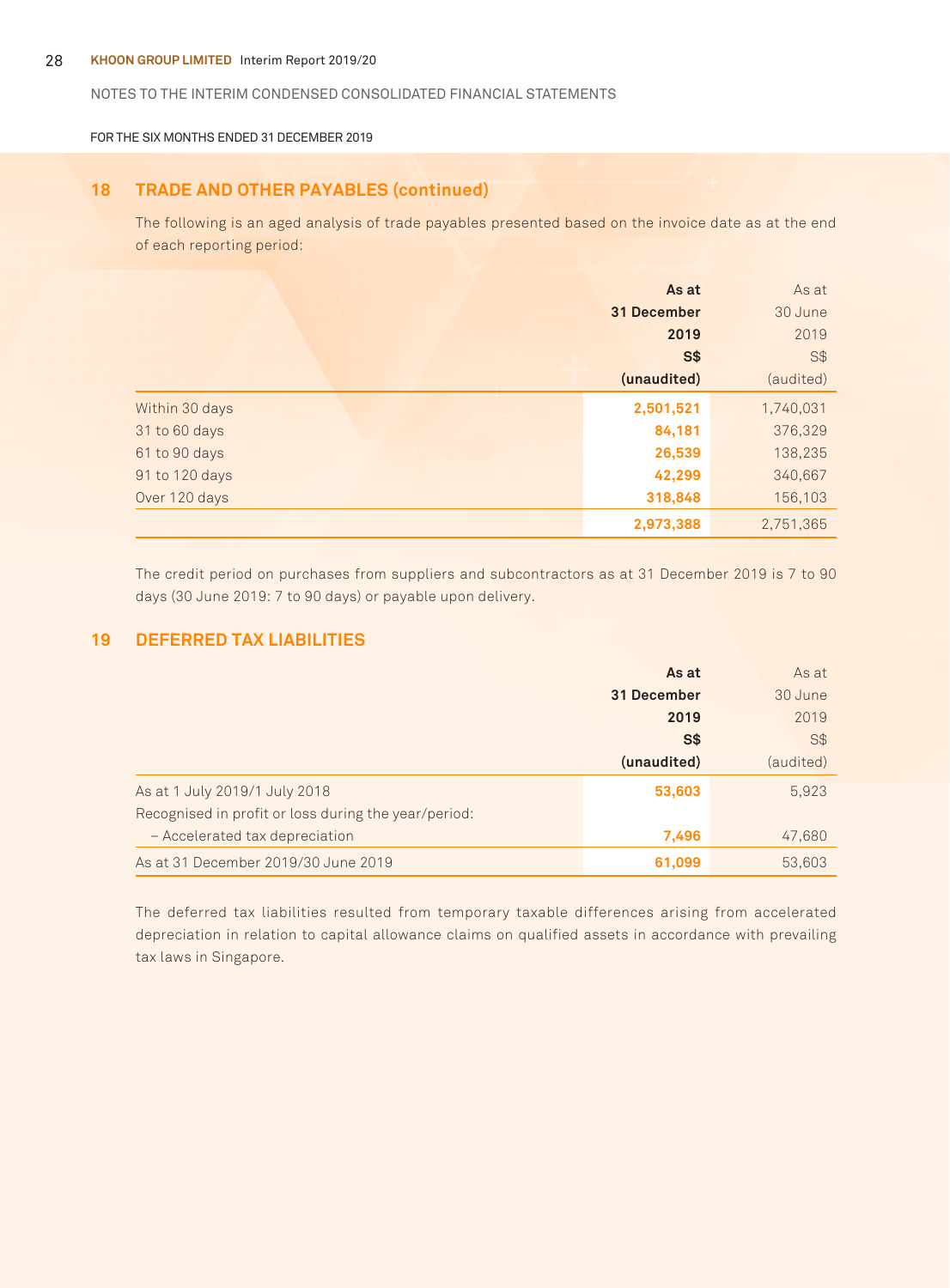## 18 TRADE AND OTHER PAYABLES (continued)

The following is an aged analysis of trade payables presented based on the invoice date as at the end of each reporting period:

| | As at 31 December 2019 S$ (unaudited) | As at 30 June 2019 S$ (audited) |
|---|---|---|
| Within 30 days | 2,501,521 | 1,740,031 |
| 31 to 60 days | 84,181 | 376,329 |
| 61 to 90 days | 26,539 | 138,235 |
| 91 to 120 days | 42,299 | 340,667 |
| Over 120 days | 318,848 | 156,103 |
| | 2,973,388 | 2,751,365 |

The credit period on purchases from suppliers and subcontractors as at 31 December 2019 is 7 to 90 days (30 June 2019: 7 to 90 days) or payable upon delivery.

## 19 DEFERRED TAX LIABILITIES

| | As at 31 December 2019 S$ (unaudited) | As at 30 June 2019 S$ (audited) |
|---|---|---|
| As at 1 July 2019/1 July 2018 | 53,603 | 5,923 |
| Recognised in profit or loss during the year/period: | | |
| – Accelerated tax depreciation | 7,496 | 47,680 |
| As at 31 December 2019/30 June 2019 | 61,099 | 53,603 |

The deferred tax liabilities resulted from temporary taxable differences arising from accelerated depreciation in relation to capital allowance claims on qualified assets in accordance with prevailing tax laws in Singapore.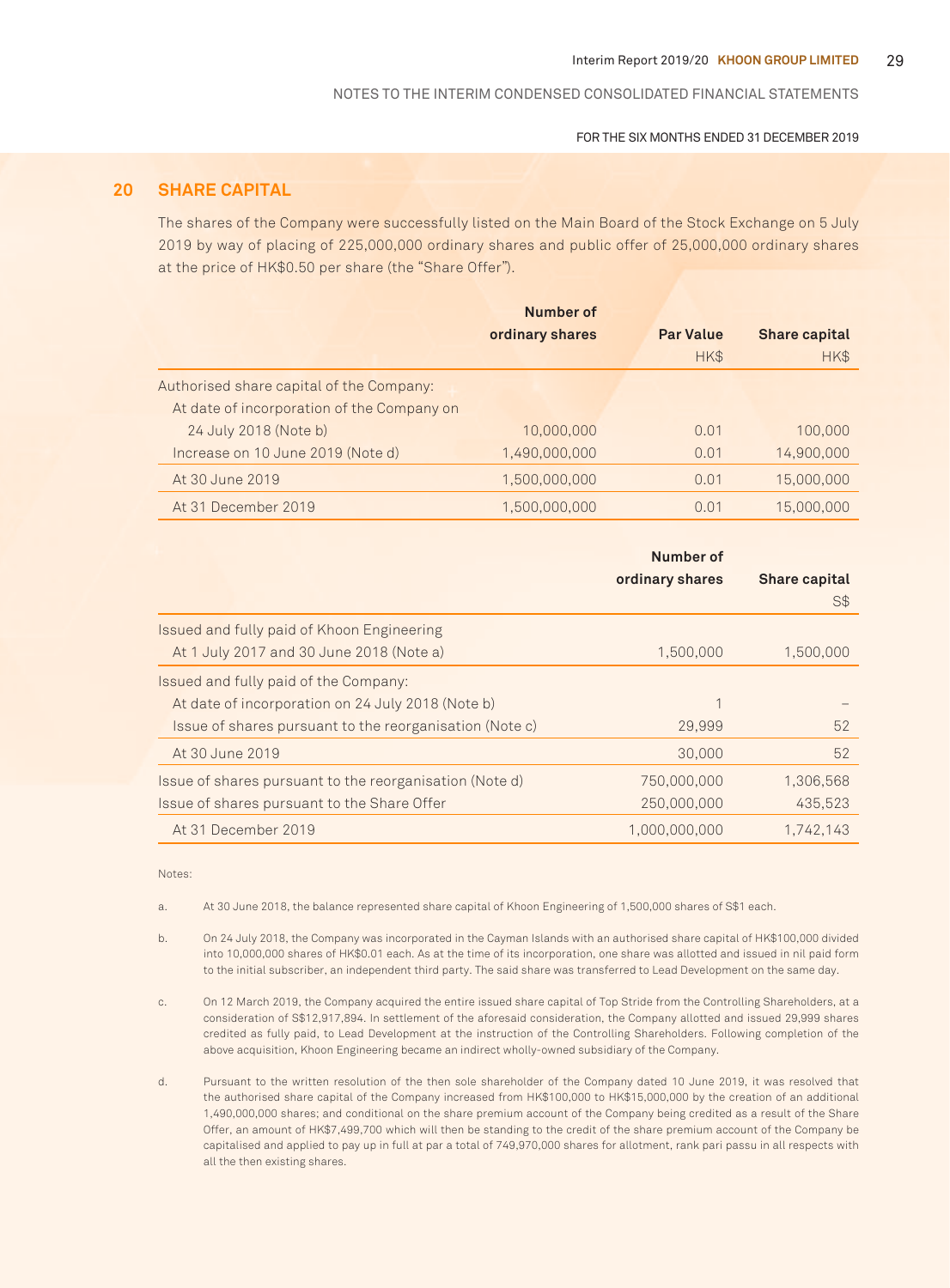## 20 SHARE CAPITAL

The shares of the Company were successfully listed on the Main Board of the Stock Exchange on 5 July 2019 by way of placing of 225,000,000 ordinary shares and public offer of 25,000,000 ordinary shares at the price of HK$0.50 per share (the "Share Offer").

| | Number of ordinary shares | Par Value HK$ | Share capital HK$ |
|---|---|---|---|
| Authorised share capital of the Company: | | | |
| At date of incorporation of the Company on 24 July 2018 (Note b) | 10,000,000 | 0.01 | 100,000 |
| Increase on 10 June 2019 (Note d) | 1,490,000,000 | 0.01 | 14,900,000 |
| At 30 June 2019 | 1,500,000,000 | 0.01 | 15,000,000 |
| At 31 December 2019 | 1,500,000,000 | 0.01 | 15,000,000 |

| | Number of ordinary shares | Share capital S$ |
|---|---|---|
| Issued and fully paid of Khoon Engineering | | |
| At 1 July 2017 and 30 June 2018 (Note a) | 1,500,000 | 1,500,000 |
| Issued and fully paid of the Company: | | |
| At date of incorporation on 24 July 2018 (Note b) | 1 | – |
| Issue of shares pursuant to the reorganisation (Note c) | 29,999 | 52 |
| At 30 June 2019 | 30,000 | 52 |
| Issue of shares pursuant to the reorganisation (Note d) | 750,000,000 | 1,306,568 |
| Issue of shares pursuant to the Share Offer | 250,000,000 | 435,523 |
| At 31 December 2019 | 1,000,000,000 | 1,742,143 |

Notes:

a. At 30 June 2018, the balance represented share capital of Khoon Engineering of 1,500,000 shares of S$1 each.

b. On 24 July 2018, the Company was incorporated in the Cayman Islands with an authorised share capital of HK$100,000 divided into 10,000,000 shares of HK$0.01 each. As at the time of its incorporation, one share was allotted and issued in nil paid form to the initial subscriber, an independent third party. The said share was transferred to Lead Development on the same day.

c. On 12 March 2019, the Company acquired the entire issued share capital of Top Stride from the Controlling Shareholders, at a consideration of S$12,917,894. In settlement of the aforesaid consideration, the Company allotted and issued 29,999 shares credited as fully paid, to Lead Development at the instruction of the Controlling Shareholders. Following completion of the above acquisition, Khoon Engineering became an indirect wholly-owned subsidiary of the Company.

d. Pursuant to the written resolution of the then sole shareholder of the Company dated 10 June 2019, it was resolved that the authorised share capital of the Company increased from HK$100,000 to HK$15,000,000 by the creation of an additional 1,490,000,000 shares; and conditional on the share premium account of the Company being credited as a result of the Share Offer, an amount of HK$7,499,700 which will then be standing to the credit of the share premium account of the Company be capitalised and applied to pay up in full at par a total of 749,970,000 shares for allotment, rank pari passu in all respects with all the then existing shares.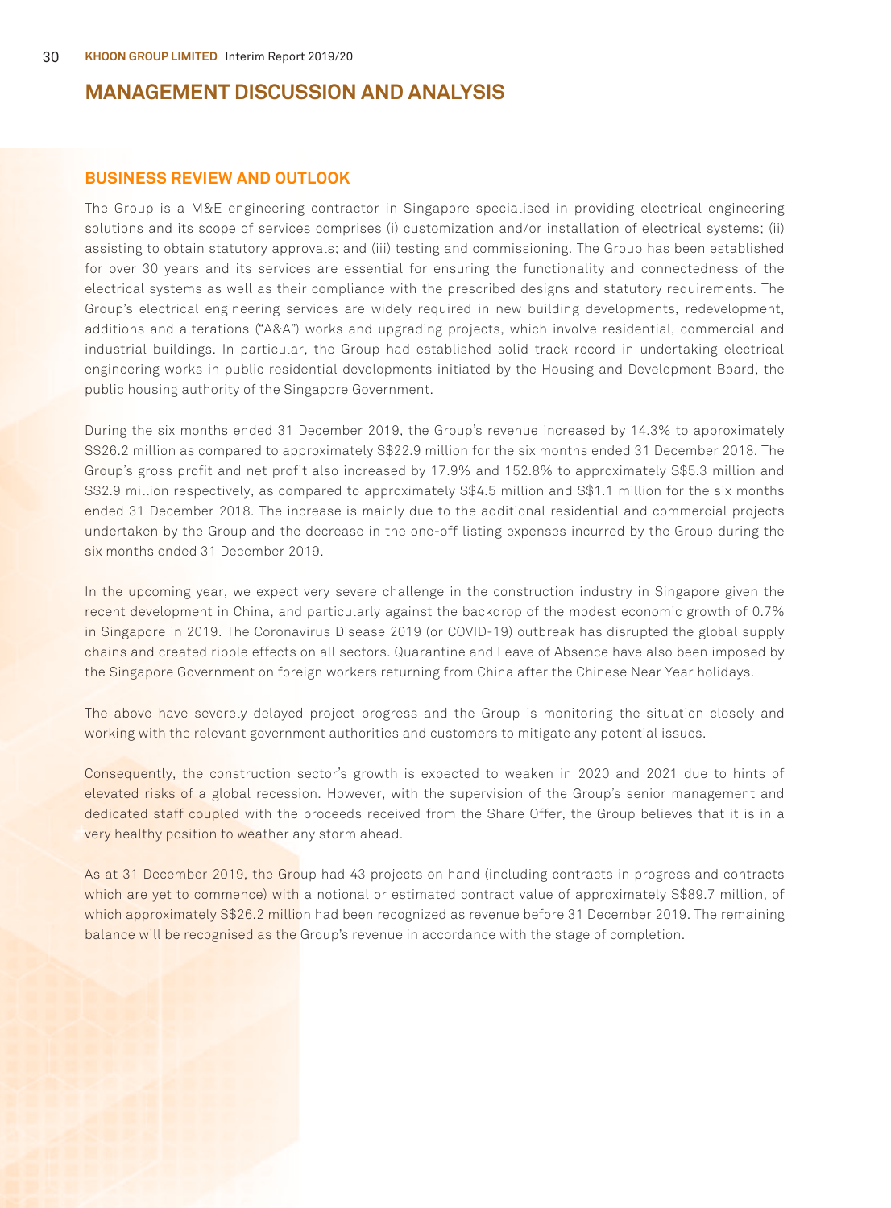# MANAGEMENT DISCUSSION AND ANALYSIS

## BUSINESS REVIEW AND OUTLOOK

The Group is a M&E engineering contractor in Singapore specialised in providing electrical engineering solutions and its scope of services comprises (i) customization and/or installation of electrical systems; (ii) assisting to obtain statutory approvals; and (iii) testing and commissioning. The Group has been established for over 30 years and its services are essential for ensuring the functionality and connectedness of the electrical systems as well as their compliance with the prescribed designs and statutory requirements. The Group's electrical engineering services are widely required in new building developments, redevelopment, additions and alterations ("A&A") works and upgrading projects, which involve residential, commercial and industrial buildings. In particular, the Group had established solid track record in undertaking electrical engineering works in public residential developments initiated by the Housing and Development Board, the public housing authority of the Singapore Government.

During the six months ended 31 December 2019, the Group's revenue increased by 14.3% to approximately S$26.2 million as compared to approximately S$22.9 million for the six months ended 31 December 2018. The Group's gross profit and net profit also increased by 17.9% and 152.8% to approximately S$5.3 million and S$2.9 million respectively, as compared to approximately S$4.5 million and S$1.1 million for the six months ended 31 December 2018. The increase is mainly due to the additional residential and commercial projects undertaken by the Group and the decrease in the one-off listing expenses incurred by the Group during the six months ended 31 December 2019.

In the upcoming year, we expect very severe challenge in the construction industry in Singapore given the recent development in China, and particularly against the backdrop of the modest economic growth of 0.7% in Singapore in 2019. The Coronavirus Disease 2019 (or COVID-19) outbreak has disrupted the global supply chains and created ripple effects on all sectors. Quarantine and Leave of Absence have also been imposed by the Singapore Government on foreign workers returning from China after the Chinese Near Year holidays.

The above have severely delayed project progress and the Group is monitoring the situation closely and working with the relevant government authorities and customers to mitigate any potential issues.

Consequently, the construction sector's growth is expected to weaken in 2020 and 2021 due to hints of elevated risks of a global recession. However, with the supervision of the Group's senior management and dedicated staff coupled with the proceeds received from the Share Offer, the Group believes that it is in a very healthy position to weather any storm ahead.

As at 31 December 2019, the Group had 43 projects on hand (including contracts in progress and contracts which are yet to commence) with a notional or estimated contract value of approximately S$89.7 million, of which approximately S$26.2 million had been recognized as revenue before 31 December 2019. The remaining balance will be recognised as the Group's revenue in accordance with the stage of completion.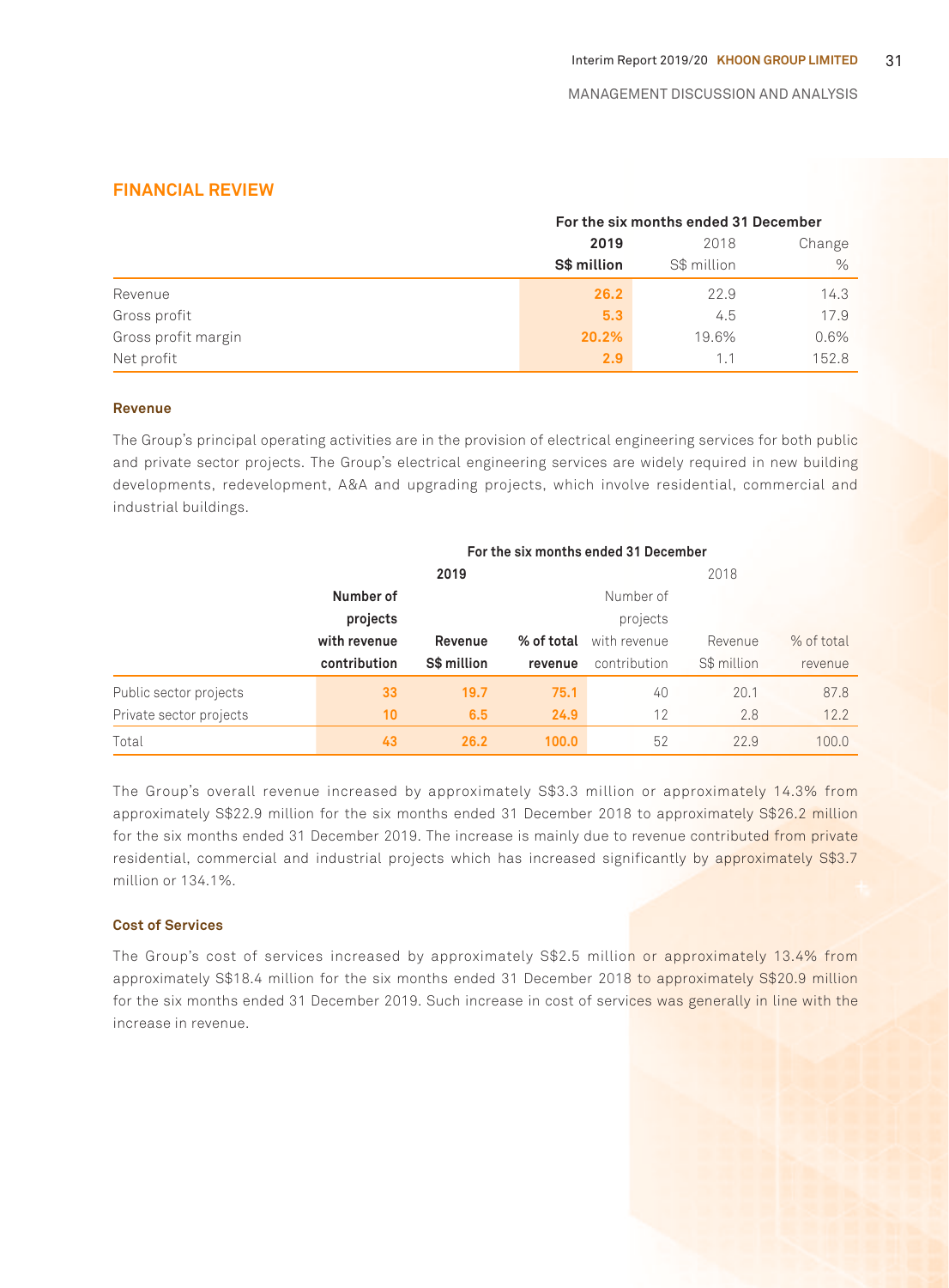## FINANCIAL REVIEW

| | For the six months ended 31 December | | |
|---|---|---|---|
| | **2019** | 2018 | Change |
| | **S$ million** | S$ million | % |
| Revenue | **26.2** | 22.9 | 14.3 |
| Gross profit | **5.3** | 4.5 | 17.9 |
| Gross profit margin | **20.2%** | 19.6% | 0.6% |
| Net profit | **2.9** | 1.1 | 152.8 |

### Revenue

The Group's principal operating activities are in the provision of electrical engineering services for both public and private sector projects. The Group's electrical engineering services are widely required in new building developments, redevelopment, A&A and upgrading projects, which involve residential, commercial and industrial buildings.

| | For the six months ended 31 December | | | | | |
|---|---|---|---|---|---|---|
| | **2019** | | | 2018 | | |
| | **Number of projects with revenue contribution** | **Revenue S$ million** | **% of total revenue** | Number of projects with revenue contribution | Revenue S$ million | % of total revenue |
| Public sector projects | **33** | **19.7** | **75.1** | 40 | 20.1 | 87.8 |
| Private sector projects | **10** | **6.5** | **24.9** | 12 | 2.8 | 12.2 |
| Total | **43** | **26.2** | **100.0** | 52 | 22.9 | 100.0 |

The Group's overall revenue increased by approximately S$3.3 million or approximately 14.3% from approximately S$22.9 million for the six months ended 31 December 2018 to approximately S$26.2 million for the six months ended 31 December 2019. The increase is mainly due to revenue contributed from private residential, commercial and industrial projects which has increased significantly by approximately S$3.7 million or 134.1%.

### Cost of Services

The Group's cost of services increased by approximately S$2.5 million or approximately 13.4% from approximately S$18.4 million for the six months ended 31 December 2018 to approximately S$20.9 million for the six months ended 31 December 2019. Such increase in cost of services was generally in line with the increase in revenue.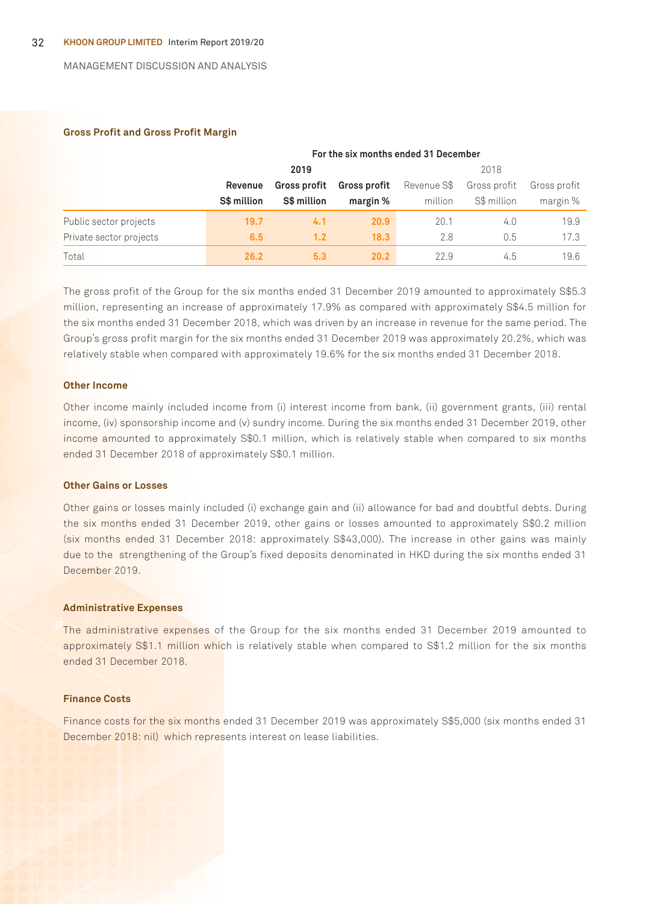MANAGEMENT DISCUSSION AND ANALYSIS

### Gross Profit and Gross Profit Margin

| | For the six months ended 31 December | | | | | |
|---|---|---|---|---|---|---|
| | **2019** | | | 2018 | | |
| | **Revenue S$ million** | **Gross profit S$ million** | **Gross profit margin %** | Revenue S$ million | Gross profit S$ million | Gross profit margin % |
| Public sector projects | **19.7** | **4.1** | **20.9** | 20.1 | 4.0 | 19.9 |
| Private sector projects | **6.5** | **1.2** | **18.3** | 2.8 | 0.5 | 17.3 |
| Total | **26.2** | **5.3** | **20.2** | 22.9 | 4.5 | 19.6 |

The gross profit of the Group for the six months ended 31 December 2019 amounted to approximately S$5.3 million, representing an increase of approximately 17.9% as compared with approximately S$4.5 million for the six months ended 31 December 2018, which was driven by an increase in revenue for the same period. The Group's gross profit margin for the six months ended 31 December 2019 was approximately 20.2%, which was relatively stable when compared with approximately 19.6% for the six months ended 31 December 2018.

### Other Income

Other income mainly included income from (i) interest income from bank, (ii) government grants, (iii) rental income, (iv) sponsorship income and (v) sundry income. During the six months ended 31 December 2019, other income amounted to approximately S$0.1 million, which is relatively stable when compared to six months ended 31 December 2018 of approximately S$0.1 million.

### Other Gains or Losses

Other gains or losses mainly included (i) exchange gain and (ii) allowance for bad and doubtful debts. During the six months ended 31 December 2019, other gains or losses amounted to approximately S$0.2 million (six months ended 31 December 2018: approximately S$43,000). The increase in other gains was mainly due to the strengthening of the Group's fixed deposits denominated in HKD during the six months ended 31 December 2019.

### Administrative Expenses

The administrative expenses of the Group for the six months ended 31 December 2019 amounted to approximately S$1.1 million which is relatively stable when compared to S$1.2 million for the six months ended 31 December 2018.

### Finance Costs

Finance costs for the six months ended 31 December 2019 was approximately S$5,000 (six months ended 31 December 2018: nil) which represents interest on lease liabilities.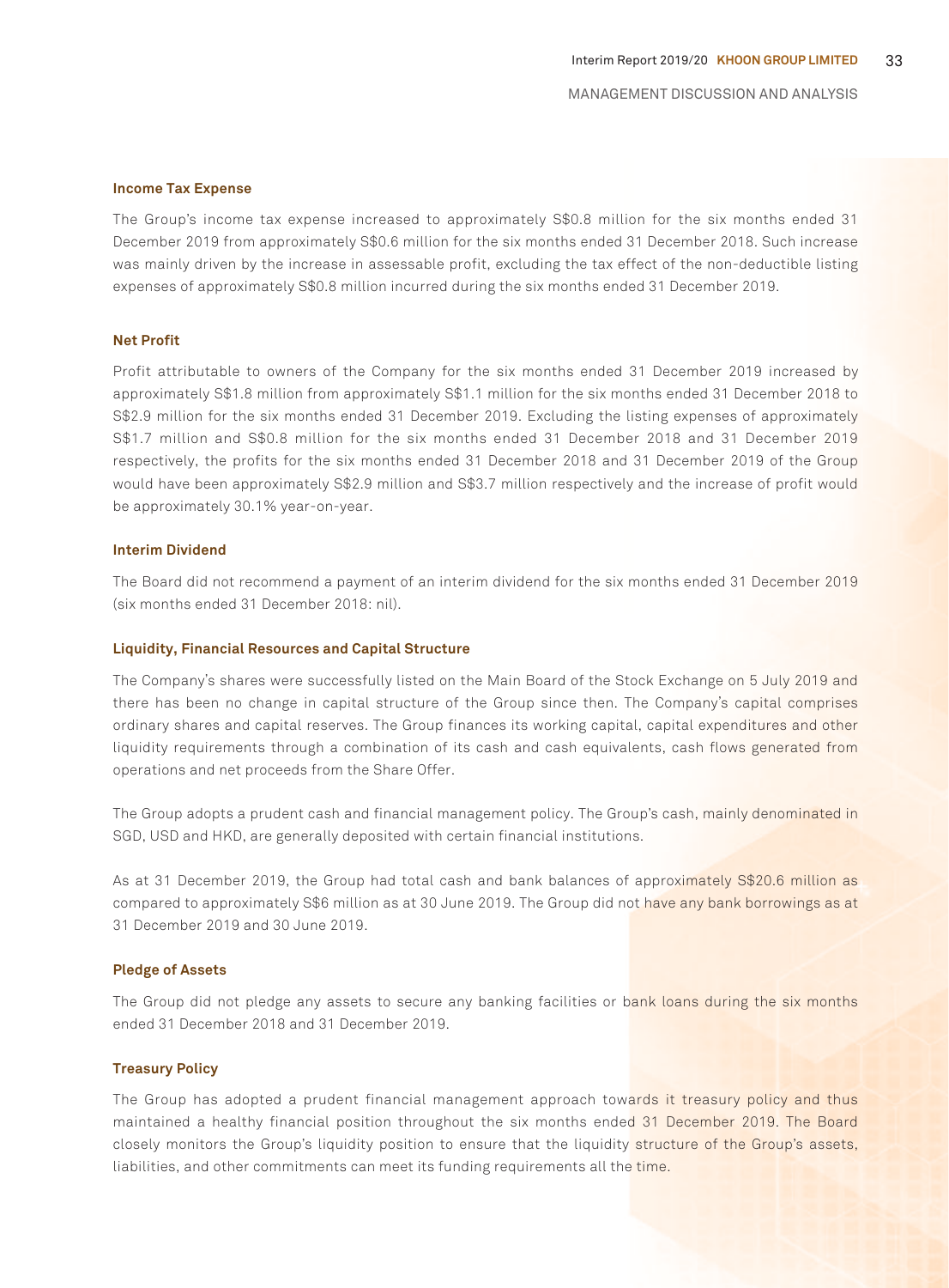### Income Tax Expense

The Group's income tax expense increased to approximately S$0.8 million for the six months ended 31 December 2019 from approximately S$0.6 million for the six months ended 31 December 2018. Such increase was mainly driven by the increase in assessable profit, excluding the tax effect of the non-deductible listing expenses of approximately S$0.8 million incurred during the six months ended 31 December 2019.

### Net Profit

Profit attributable to owners of the Company for the six months ended 31 December 2019 increased by approximately S$1.8 million from approximately S$1.1 million for the six months ended 31 December 2018 to S$2.9 million for the six months ended 31 December 2019. Excluding the listing expenses of approximately S$1.7 million and S$0.8 million for the six months ended 31 December 2018 and 31 December 2019 respectively, the profits for the six months ended 31 December 2018 and 31 December 2019 of the Group would have been approximately S$2.9 million and S$3.7 million respectively and the increase of profit would be approximately 30.1% year-on-year.

### Interim Dividend

The Board did not recommend a payment of an interim dividend for the six months ended 31 December 2019 (six months ended 31 December 2018: nil).

### Liquidity, Financial Resources and Capital Structure

The Company's shares were successfully listed on the Main Board of the Stock Exchange on 5 July 2019 and there has been no change in capital structure of the Group since then. The Company's capital comprises ordinary shares and capital reserves. The Group finances its working capital, capital expenditures and other liquidity requirements through a combination of its cash and cash equivalents, cash flows generated from operations and net proceeds from the Share Offer.

The Group adopts a prudent cash and financial management policy. The Group's cash, mainly denominated in SGD, USD and HKD, are generally deposited with certain financial institutions.

As at 31 December 2019, the Group had total cash and bank balances of approximately S$20.6 million as compared to approximately S$6 million as at 30 June 2019. The Group did not have any bank borrowings as at 31 December 2019 and 30 June 2019.

### Pledge of Assets

The Group did not pledge any assets to secure any banking facilities or bank loans during the six months ended 31 December 2018 and 31 December 2019.

### Treasury Policy

The Group has adopted a prudent financial management approach towards it treasury policy and thus maintained a healthy financial position throughout the six months ended 31 December 2019. The Board closely monitors the Group's liquidity position to ensure that the liquidity structure of the Group's assets, liabilities, and other commitments can meet its funding requirements all the time.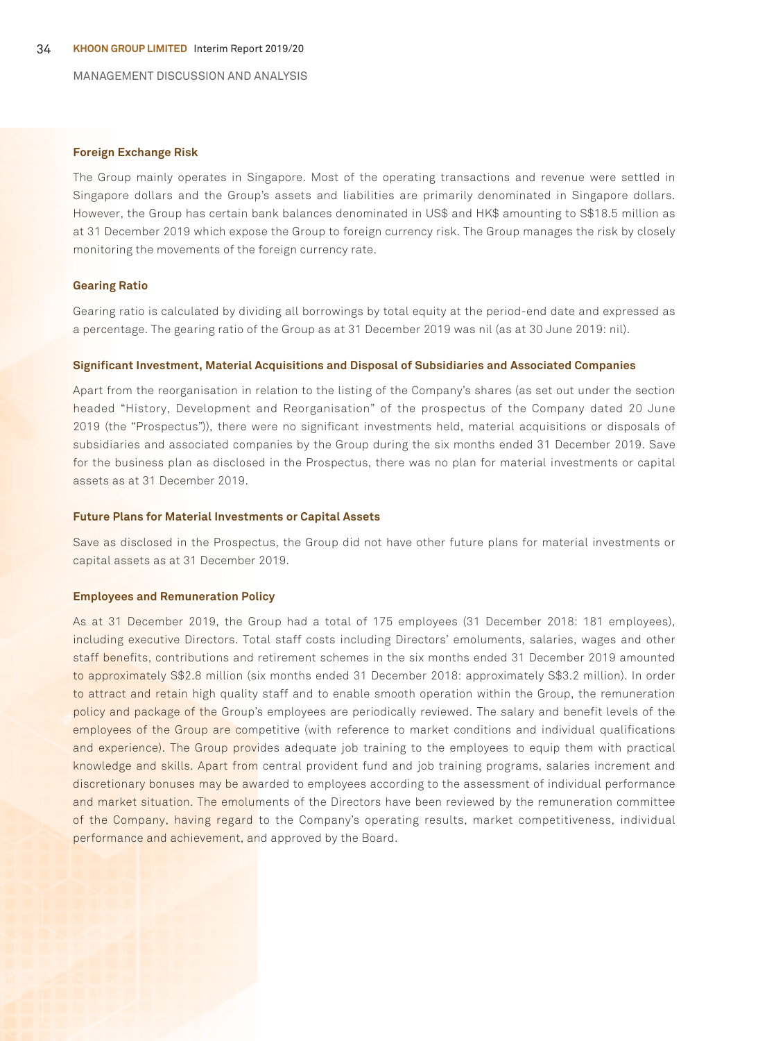### Foreign Exchange Risk

The Group mainly operates in Singapore. Most of the operating transactions and revenue were settled in Singapore dollars and the Group's assets and liabilities are primarily denominated in Singapore dollars. However, the Group has certain bank balances denominated in US$ and HK$ amounting to S$18.5 million as at 31 December 2019 which expose the Group to foreign currency risk. The Group manages the risk by closely monitoring the movements of the foreign currency rate.

### Gearing Ratio

Gearing ratio is calculated by dividing all borrowings by total equity at the period-end date and expressed as a percentage. The gearing ratio of the Group as at 31 December 2019 was nil (as at 30 June 2019: nil).

### Significant Investment, Material Acquisitions and Disposal of Subsidiaries and Associated Companies

Apart from the reorganisation in relation to the listing of the Company's shares (as set out under the section headed "History, Development and Reorganisation" of the prospectus of the Company dated 20 June 2019 (the "Prospectus")), there were no significant investments held, material acquisitions or disposals of subsidiaries and associated companies by the Group during the six months ended 31 December 2019. Save for the business plan as disclosed in the Prospectus, there was no plan for material investments or capital assets as at 31 December 2019.

### Future Plans for Material Investments or Capital Assets

Save as disclosed in the Prospectus, the Group did not have other future plans for material investments or capital assets as at 31 December 2019.

### Employees and Remuneration Policy

As at 31 December 2019, the Group had a total of 175 employees (31 December 2018: 181 employees), including executive Directors. Total staff costs including Directors' emoluments, salaries, wages and other staff benefits, contributions and retirement schemes in the six months ended 31 December 2019 amounted to approximately S$2.8 million (six months ended 31 December 2018: approximately S$3.2 million). In order to attract and retain high quality staff and to enable smooth operation within the Group, the remuneration policy and package of the Group's employees are periodically reviewed. The salary and benefit levels of the employees of the Group are competitive (with reference to market conditions and individual qualifications and experience). The Group provides adequate job training to the employees to equip them with practical knowledge and skills. Apart from central provident fund and job training programs, salaries increment and discretionary bonuses may be awarded to employees according to the assessment of individual performance and market situation. The emoluments of the Directors have been reviewed by the remuneration committee of the Company, having regard to the Company's operating results, market competitiveness, individual performance and achievement, and approved by the Board.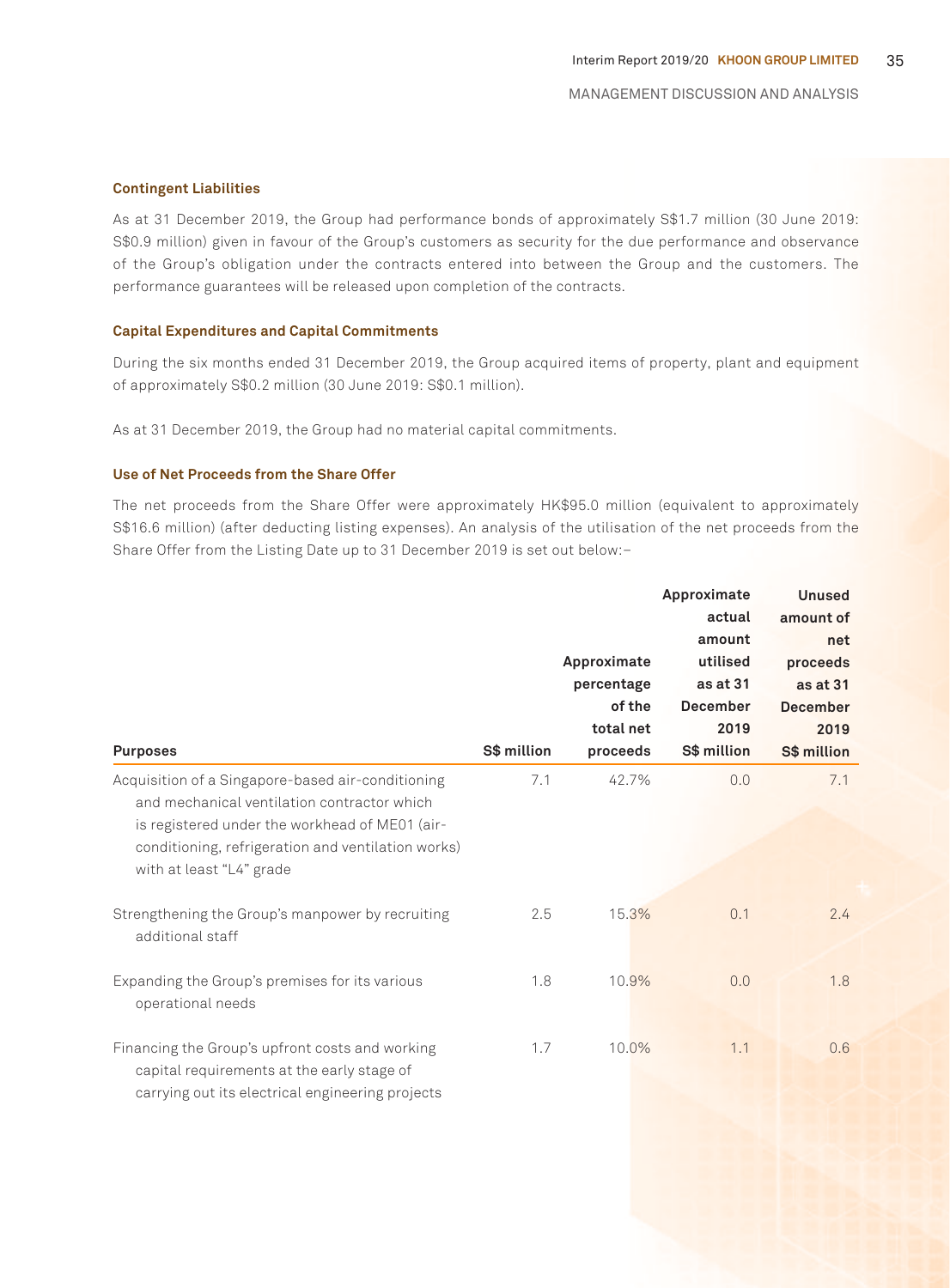### Contingent Liabilities

As at 31 December 2019, the Group had performance bonds of approximately S$1.7 million (30 June 2019: S$0.9 million) given in favour of the Group's customers as security for the due performance and observance of the Group's obligation under the contracts entered into between the Group and the customers. The performance guarantees will be released upon completion of the contracts.

### Capital Expenditures and Capital Commitments

During the six months ended 31 December 2019, the Group acquired items of property, plant and equipment of approximately S$0.2 million (30 June 2019: S$0.1 million).

As at 31 December 2019, the Group had no material capital commitments.

### Use of Net Proceeds from the Share Offer

The net proceeds from the Share Offer were approximately HK$95.0 million (equivalent to approximately S$16.6 million) (after deducting listing expenses). An analysis of the utilisation of the net proceeds from the Share Offer from the Listing Date up to 31 December 2019 is set out below:–

| Purposes | S$ million | Approximate percentage of the total net proceeds | Approximate actual amount utilised as at 31 December 2019 S$ million | Unused amount of net proceeds as at 31 December 2019 S$ million |
|---|---|---|---|---|
| Acquisition of a Singapore-based air-conditioning and mechanical ventilation contractor which is registered under the workhead of ME01 (air-conditioning, refrigeration and ventilation works) with at least "L4" grade | 7.1 | 42.7% | 0.0 | 7.1 |
| Strengthening the Group's manpower by recruiting additional staff | 2.5 | 15.3% | 0.1 | 2.4 |
| Expanding the Group's premises for its various operational needs | 1.8 | 10.9% | 0.0 | 1.8 |
| Financing the Group's upfront costs and working capital requirements at the early stage of carrying out its electrical engineering projects | 1.7 | 10.0% | 1.1 | 0.6 |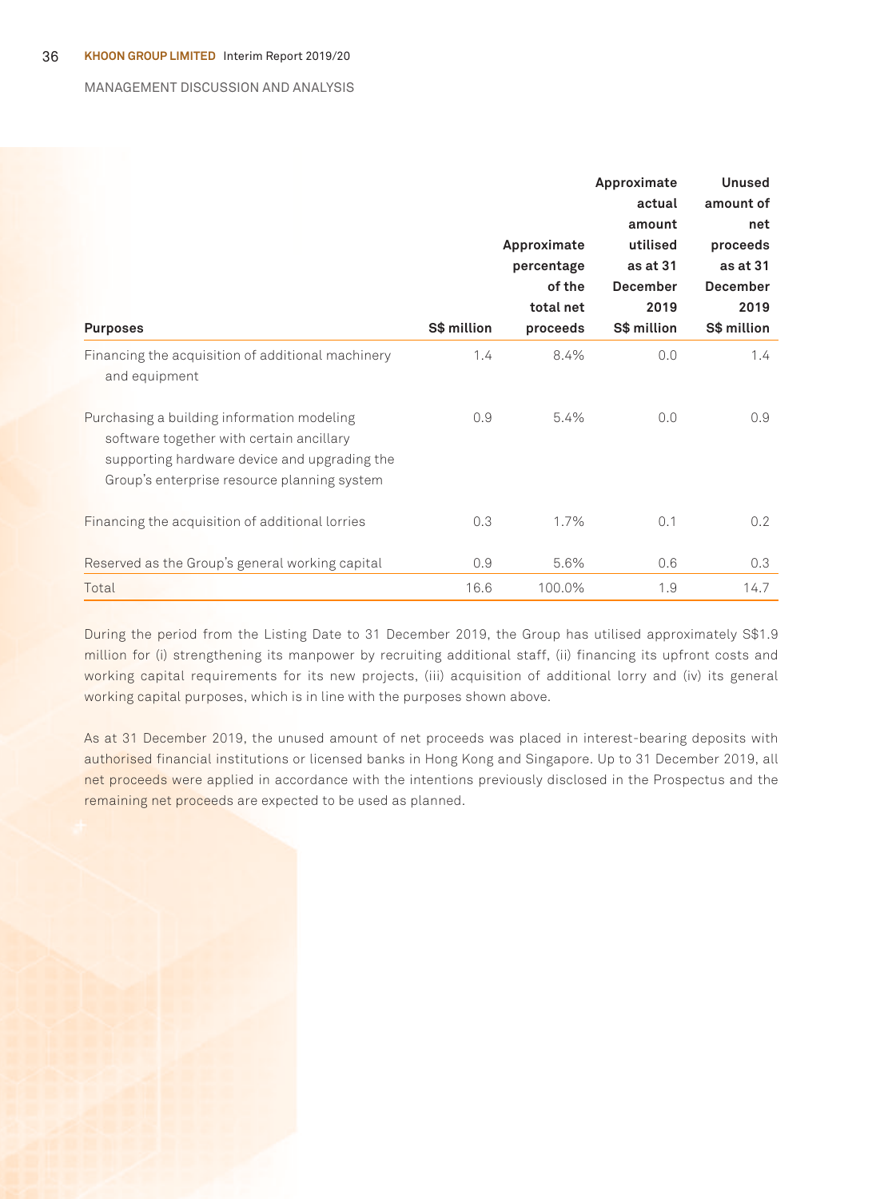| Purposes | S$ million | Approximate percentage of the total net proceeds | Approximate actual amount utilised as at 31 December 2019 S$ million | Unused amount of net proceeds as at 31 December 2019 S$ million |
|---|---|---|---|---|
| Financing the acquisition of additional machinery and equipment | 1.4 | 8.4% | 0.0 | 1.4 |
| Purchasing a building information modeling software together with certain ancillary supporting hardware device and upgrading the Group's enterprise resource planning system | 0.9 | 5.4% | 0.0 | 0.9 |
| Financing the acquisition of additional lorries | 0.3 | 1.7% | 0.1 | 0.2 |
| Reserved as the Group's general working capital | 0.9 | 5.6% | 0.6 | 0.3 |
| Total | 16.6 | 100.0% | 1.9 | 14.7 |

During the period from the Listing Date to 31 December 2019, the Group has utilised approximately S$1.9 million for (i) strengthening its manpower by recruiting additional staff, (ii) financing its upfront costs and working capital requirements for its new projects, (iii) acquisition of additional lorry and (iv) its general working capital purposes, which is in line with the purposes shown above.

As at 31 December 2019, the unused amount of net proceeds was placed in interest-bearing deposits with authorised financial institutions or licensed banks in Hong Kong and Singapore. Up to 31 December 2019, all net proceeds were applied in accordance with the intentions previously disclosed in the Prospectus and the remaining net proceeds are expected to be used as planned.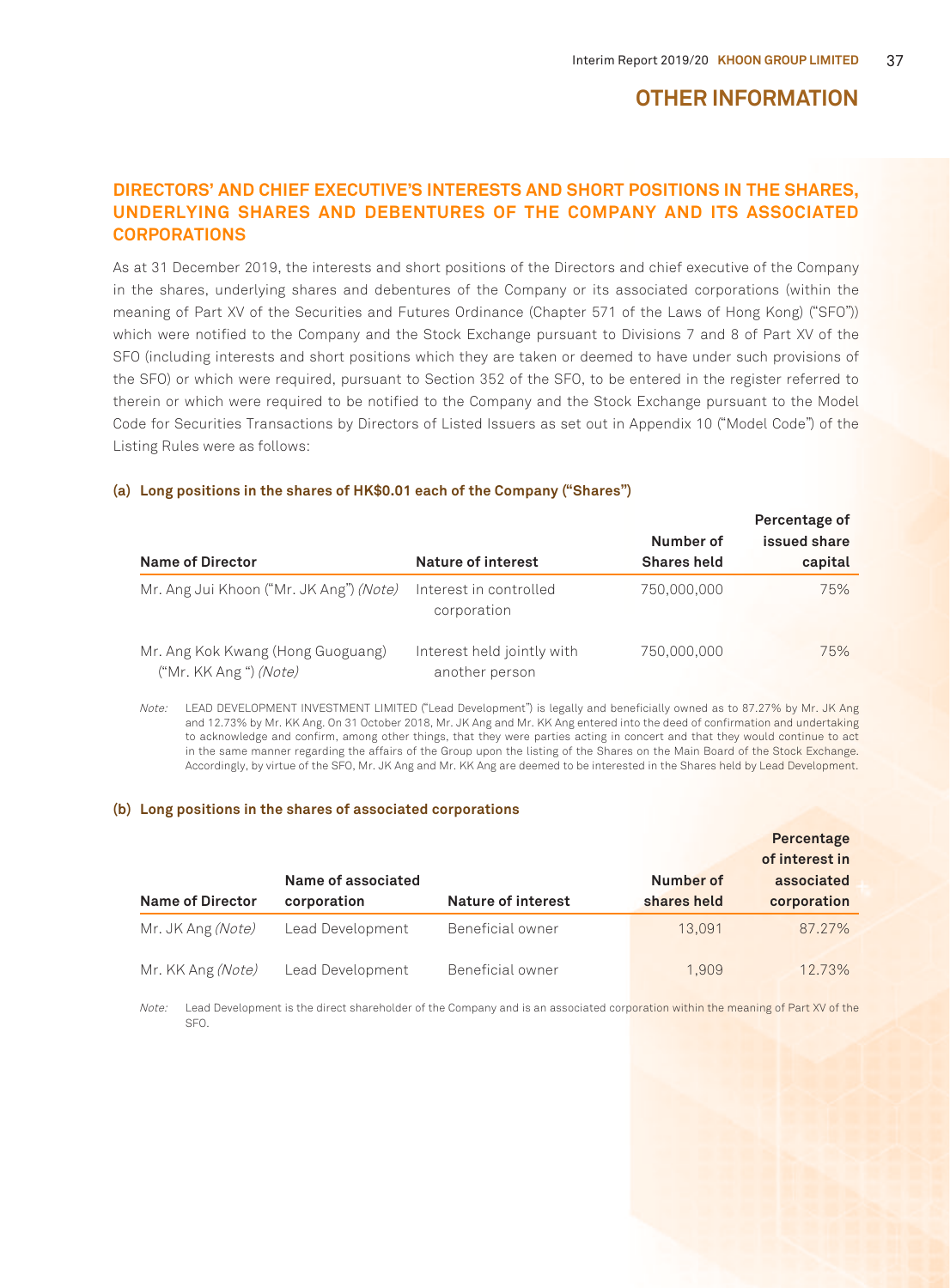# OTHER INFORMATION

## DIRECTORS' AND CHIEF EXECUTIVE'S INTERESTS AND SHORT POSITIONS IN THE SHARES, UNDERLYING SHARES AND DEBENTURES OF THE COMPANY AND ITS ASSOCIATED CORPORATIONS

As at 31 December 2019, the interests and short positions of the Directors and chief executive of the Company in the shares, underlying shares and debentures of the Company or its associated corporations (within the meaning of Part XV of the Securities and Futures Ordinance (Chapter 571 of the Laws of Hong Kong) ("SFO")) which were notified to the Company and the Stock Exchange pursuant to Divisions 7 and 8 of Part XV of the SFO (including interests and short positions which they are taken or deemed to have under such provisions of the SFO) or which were required, pursuant to Section 352 of the SFO, to be entered in the register referred to therein or which were required to be notified to the Company and the Stock Exchange pursuant to the Model Code for Securities Transactions by Directors of Listed Issuers as set out in Appendix 10 ("Model Code") of the Listing Rules were as follows:

### (a) Long positions in the shares of HK$0.01 each of the Company ("Shares")

| Name of Director | Nature of interest | Number of Shares held | Percentage of issued share capital |
|---|---|---|---|
| Mr. Ang Jui Khoon ("Mr. JK Ang") *(Note)* | Interest in controlled corporation | 750,000,000 | 75% |
| Mr. Ang Kok Kwang (Hong Guoguang) ("Mr. KK Ang ") *(Note)* | Interest held jointly with another person | 750,000,000 | 75% |

*Note:* LEAD DEVELOPMENT INVESTMENT LIMITED ("Lead Development") is legally and beneficially owned as to 87.27% by Mr. JK Ang and 12.73% by Mr. KK Ang. On 31 October 2018, Mr. JK Ang and Mr. KK Ang entered into the deed of confirmation and undertaking to acknowledge and confirm, among other things, that they were parties acting in concert and that they would continue to act in the same manner regarding the affairs of the Group upon the listing of the Shares on the Main Board of the Stock Exchange. Accordingly, by virtue of the SFO, Mr. JK Ang and Mr. KK Ang are deemed to be interested in the Shares held by Lead Development.

### (b) Long positions in the shares of associated corporations

| Name of Director | Name of associated corporation | Nature of interest | Number of shares held | Percentage of interest in associated corporation |
|---|---|---|---|---|
| Mr. JK Ang *(Note)* | Lead Development | Beneficial owner | 13,091 | 87.27% |
| Mr. KK Ang *(Note)* | Lead Development | Beneficial owner | 1,909 | 12.73% |

*Note:* Lead Development is the direct shareholder of the Company and is an associated corporation within the meaning of Part XV of the SFO.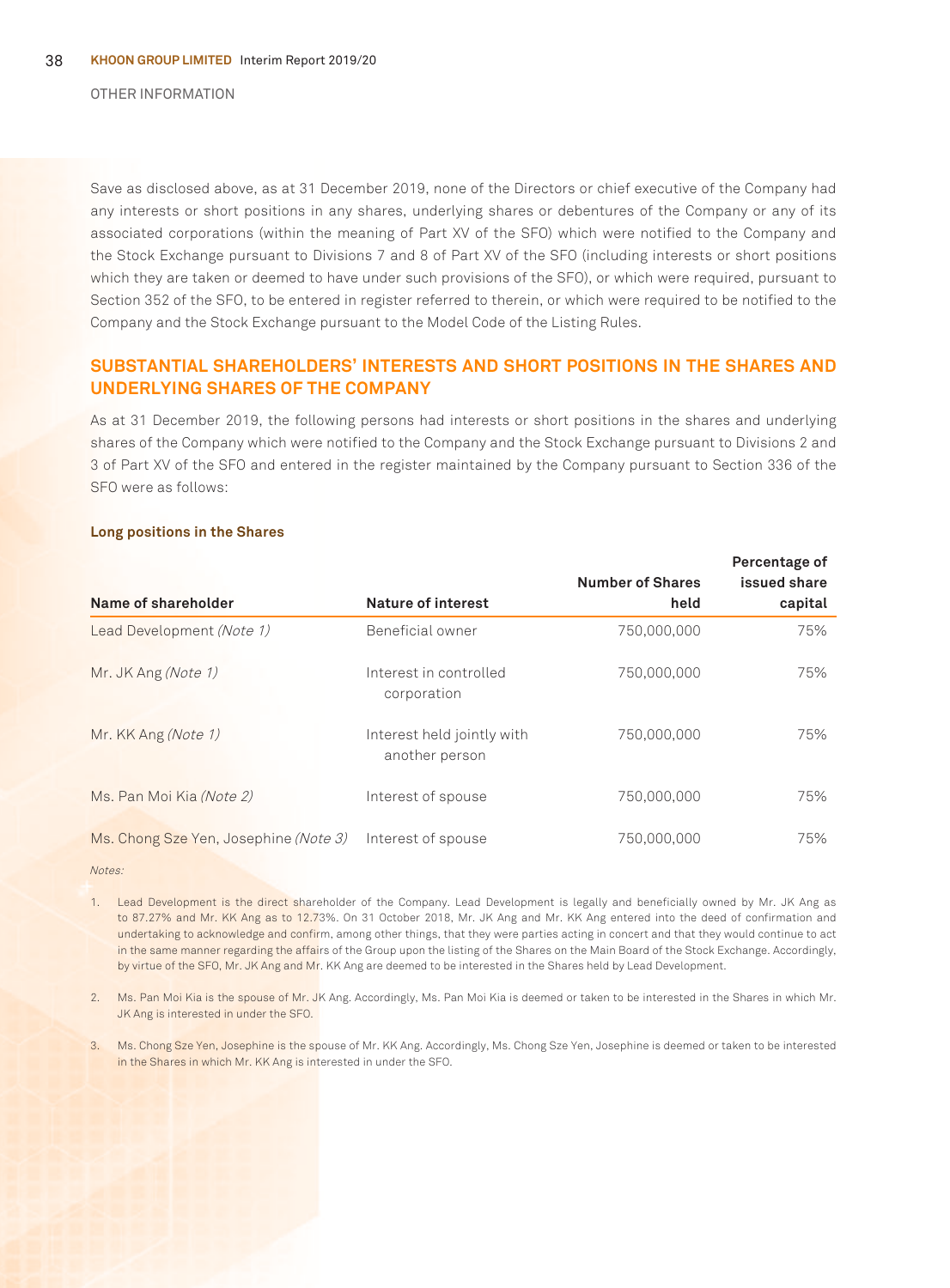OTHER INFORMATION

Save as disclosed above, as at 31 December 2019, none of the Directors or chief executive of the Company had any interests or short positions in any shares, underlying shares or debentures of the Company or any of its associated corporations (within the meaning of Part XV of the SFO) which were notified to the Company and the Stock Exchange pursuant to Divisions 7 and 8 of Part XV of the SFO (including interests or short positions which they are taken or deemed to have under such provisions of the SFO), or which were required, pursuant to Section 352 of the SFO, to be entered in register referred to therein, or which were required to be notified to the Company and the Stock Exchange pursuant to the Model Code of the Listing Rules.

## SUBSTANTIAL SHAREHOLDERS' INTERESTS AND SHORT POSITIONS IN THE SHARES AND UNDERLYING SHARES OF THE COMPANY

As at 31 December 2019, the following persons had interests or short positions in the shares and underlying shares of the Company which were notified to the Company and the Stock Exchange pursuant to Divisions 2 and 3 of Part XV of the SFO and entered in the register maintained by the Company pursuant to Section 336 of the SFO were as follows:

### Long positions in the Shares

| Name of shareholder | Nature of interest | Number of Shares held | Percentage of issued share capital |
|---|---|---|---|
| Lead Development *(Note 1)* | Beneficial owner | 750,000,000 | 75% |
| Mr. JK Ang *(Note 1)* | Interest in controlled corporation | 750,000,000 | 75% |
| Mr. KK Ang *(Note 1)* | Interest held jointly with another person | 750,000,000 | 75% |
| Ms. Pan Moi Kia *(Note 2)* | Interest of spouse | 750,000,000 | 75% |
| Ms. Chong Sze Yen, Josephine *(Note 3)* | Interest of spouse | 750,000,000 | 75% |

*Notes:*

1. Lead Development is the direct shareholder of the Company. Lead Development is legally and beneficially owned by Mr. JK Ang as to 87.27% and Mr. KK Ang as to 12.73%. On 31 October 2018, Mr. JK Ang and Mr. KK Ang entered into the deed of confirmation and undertaking to acknowledge and confirm, among other things, that they were parties acting in concert and that they would continue to act in the same manner regarding the affairs of the Group upon the listing of the Shares on the Main Board of the Stock Exchange. Accordingly, by virtue of the SFO, Mr. JK Ang and Mr. KK Ang are deemed to be interested in the Shares held by Lead Development.

2. Ms. Pan Moi Kia is the spouse of Mr. JK Ang. Accordingly, Ms. Pan Moi Kia is deemed or taken to be interested in the Shares in which Mr. JK Ang is interested in under the SFO.

3. Ms. Chong Sze Yen, Josephine is the spouse of Mr. KK Ang. Accordingly, Ms. Chong Sze Yen, Josephine is deemed or taken to be interested in the Shares in which Mr. KK Ang is interested in under the SFO.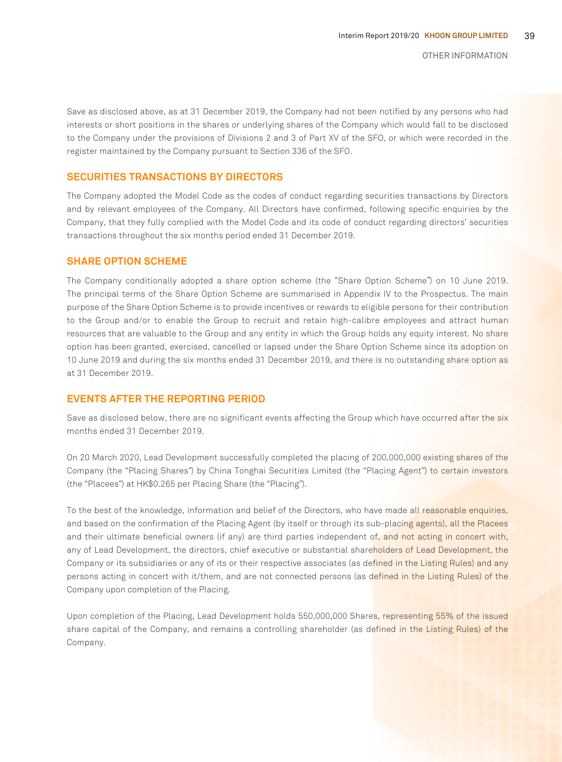Save as disclosed above, as at 31 December 2019, the Company had not been notified by any persons who had interests or short positions in the shares or underlying shares of the Company which would fall to be disclosed to the Company under the provisions of Divisions 2 and 3 of Part XV of the SFO, or which were recorded in the register maintained by the Company pursuant to Section 336 of the SFO.

## SECURITIES TRANSACTIONS BY DIRECTORS

The Company adopted the Model Code as the codes of conduct regarding securities transactions by Directors and by relevant employees of the Company. All Directors have confirmed, following specific enquiries by the Company, that they fully complied with the Model Code and its code of conduct regarding directors' securities transactions throughout the six months period ended 31 December 2019.

## SHARE OPTION SCHEME

The Company conditionally adopted a share option scheme (the "Share Option Scheme") on 10 June 2019. The principal terms of the Share Option Scheme are summarised in Appendix IV to the Prospectus. The main purpose of the Share Option Scheme is to provide incentives or rewards to eligible persons for their contribution to the Group and/or to enable the Group to recruit and retain high-calibre employees and attract human resources that are valuable to the Group and any entity in which the Group holds any equity interest. No share option has been granted, exercised, cancelled or lapsed under the Share Option Scheme since its adoption on 10 June 2019 and during the six months ended 31 December 2019, and there is no outstanding share option as at 31 December 2019.

## EVENTS AFTER THE REPORTING PERIOD

Save as disclosed below, there are no significant events affecting the Group which have occurred after the six months ended 31 December 2019.

On 20 March 2020, Lead Development successfully completed the placing of 200,000,000 existing shares of the Company (the "Placing Shares") by China Tonghai Securities Limited (the "Placing Agent") to certain investors (the "Placees") at HK$0.265 per Placing Share (the "Placing").

To the best of the knowledge, information and belief of the Directors, who have made all reasonable enquiries, and based on the confirmation of the Placing Agent (by itself or through its sub-placing agents), all the Placees and their ultimate beneficial owners (if any) are third parties independent of, and not acting in concert with, any of Lead Development, the directors, chief executive or substantial shareholders of Lead Development, the Company or its subsidiaries or any of its or their respective associates (as defined in the Listing Rules) and any persons acting in concert with it/them, and are not connected persons (as defined in the Listing Rules) of the Company upon completion of the Placing.

Upon completion of the Placing, Lead Development holds 550,000,000 Shares, representing 55% of the issued share capital of the Company, and remains a controlling shareholder (as defined in the Listing Rules) of the Company.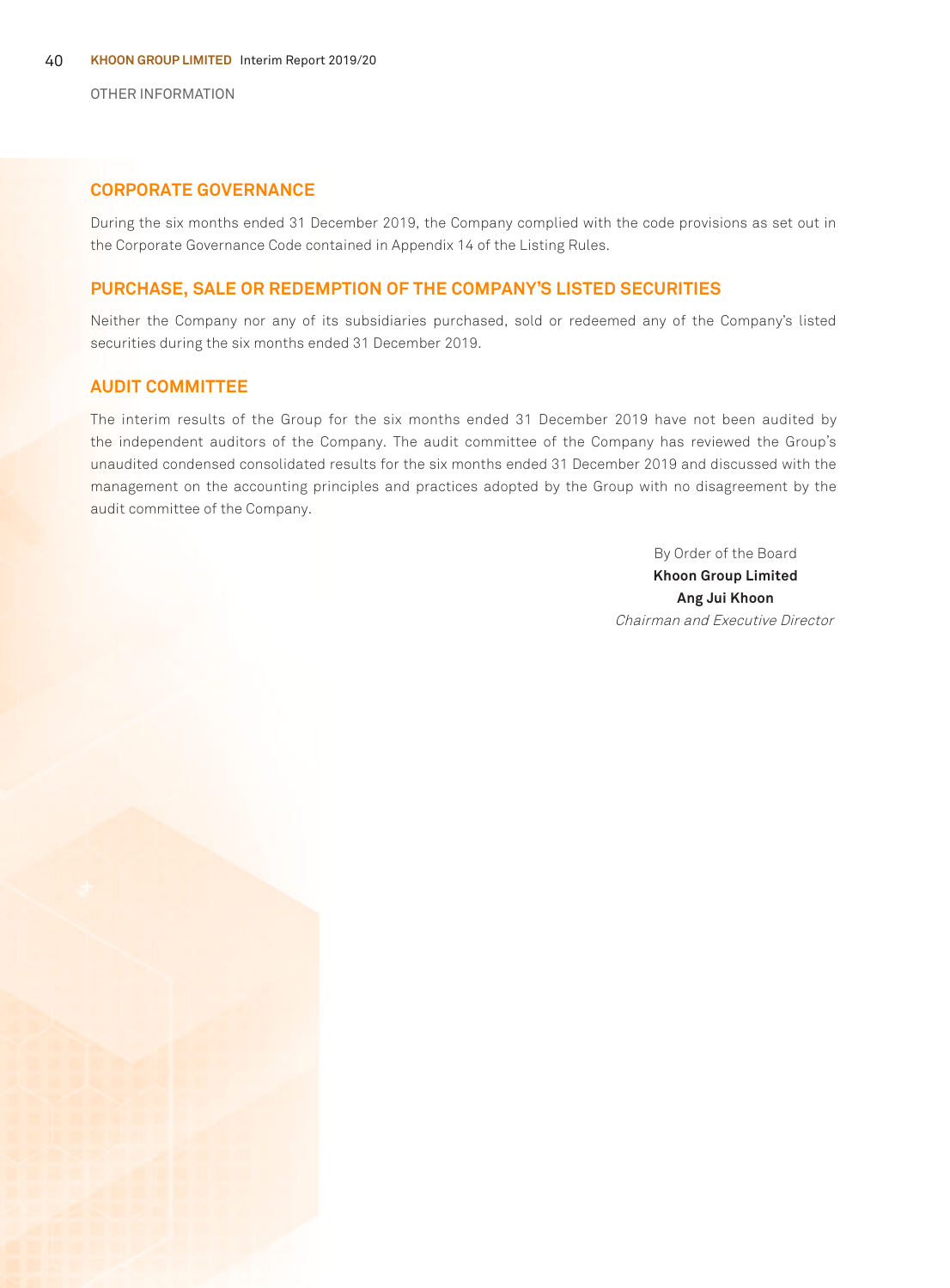OTHER INFORMATION

## CORPORATE GOVERNANCE

During the six months ended 31 December 2019, the Company complied with the code provisions as set out in the Corporate Governance Code contained in Appendix 14 of the Listing Rules.

## PURCHASE, SALE OR REDEMPTION OF THE COMPANY'S LISTED SECURITIES

Neither the Company nor any of its subsidiaries purchased, sold or redeemed any of the Company's listed securities during the six months ended 31 December 2019.

## AUDIT COMMITTEE

The interim results of the Group for the six months ended 31 December 2019 have not been audited by the independent auditors of the Company. The audit committee of the Company has reviewed the Group's unaudited condensed consolidated results for the six months ended 31 December 2019 and discussed with the management on the accounting principles and practices adopted by the Group with no disagreement by the audit committee of the Company.

By Order of the Board
**Khoon Group Limited**
**Ang Jui Khoon**
*Chairman and Executive Director*